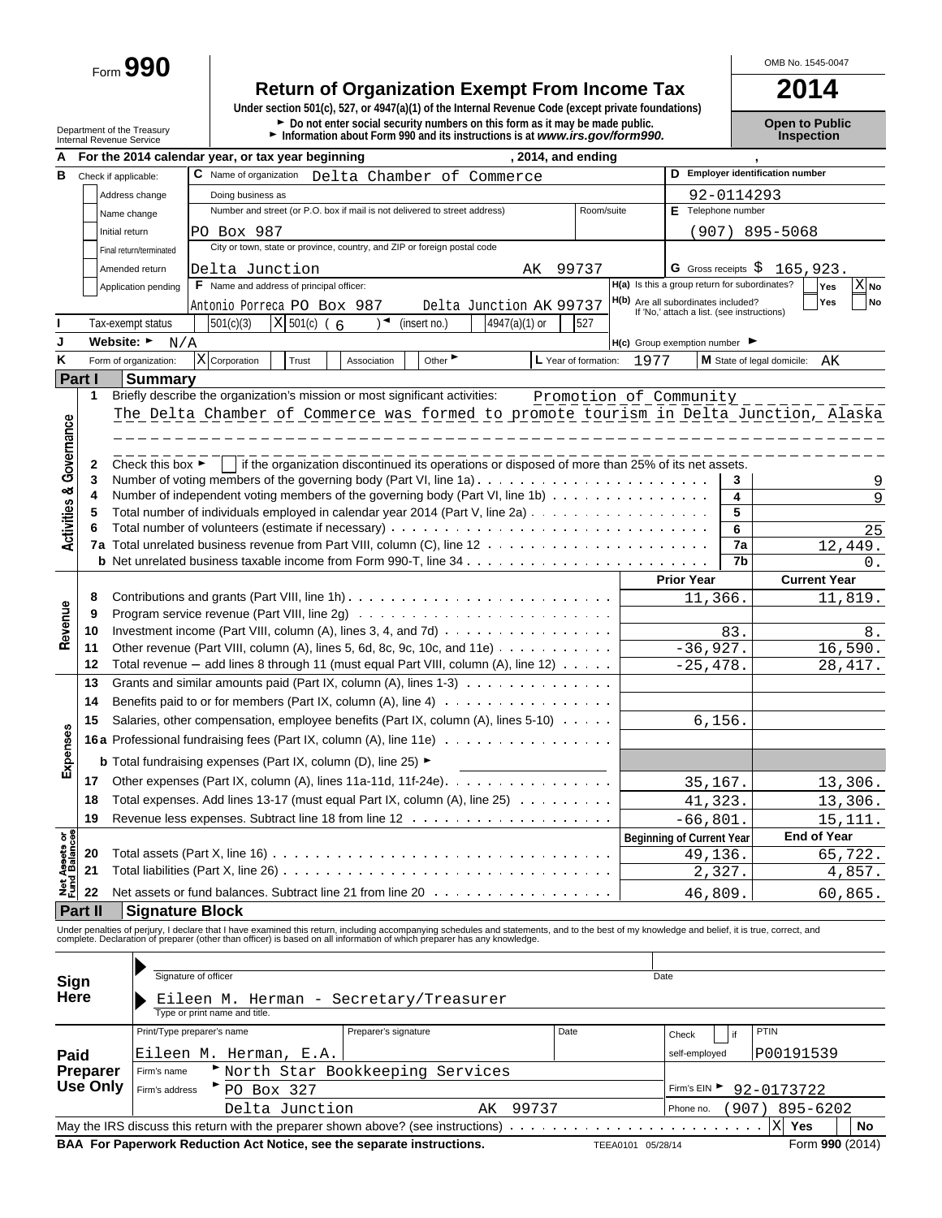Form **990**

# Return of Organization Exempt From Income Tax

**Under section 501(c), 527, or 4947(a)(1) of the Internal Revenue Code (except private foundations)**

► Do not enter social security numbers on this form as it may be made public.

► Information about Form 990 and its instructions is at *www.irs.gov/form990.*

Department of the Treasury
Internal Revenue Service

OMB No. 1545-0047

**2014**

**Open to Public Inspection**

**A** For the 2014 calendar year, or tax year beginning , 2014, and ending ,

**B** Check if applicable:
- Address change
- Name change
- Initial return
- Final return/terminated
- Amended return
- Application pending

**C** Name of organization: Delta Chamber of Commerce

Doing business as

Number and street (or P.O. box if mail is not delivered to street address): PO Box 987 | Room/suite

City or town, state or province, country, and ZIP or foreign postal code: Delta Junction AK 99737

**D** Employer identification number: 92-0114293

**E** Telephone number: (907) 895-5068

**G** Gross receipts $ 165,923.

**F** Name and address of principal officer: Antonio Porreca PO Box 987 Delta Junction AK 99737

**H(a)** Is this a group return for subordinates? Yes [ ] No [X]

**H(b)** Are all subordinates included? Yes [ ] No [ ]
If 'No,' attach a list. (see instructions)

**I** Tax-exempt status: [ ] 501(c)(3) [X] 501(c) ( 6 ) ◄ (insert no.) [ ] 4947(a)(1) or [ ] 527

**J** Website: ► N/A

**H(c)** Group exemption number ►

**K** Form of organization: [X] Corporation [ ] Trust [ ] Association [ ] Other ►

**L** Year of formation: 1977

**M** State of legal domicile: AK

## Part I Summary

### Activities & Governance

1 Briefly describe the organization's mission or most significant activities: Promotion of Community
The Delta Chamber of Commerce was formed to promote tourism in Delta Junction, Alaska

2 Check this box ► [ ] if the organization discontinued its operations or disposed of more than 25% of its net assets.

| | | | |
|---|---|---|---|
| 3 | Number of voting members of the governing body (Part VI, line 1a) | 3 | 9 |
| 4 | Number of independent voting members of the governing body (Part VI, line 1b) | 4 | 9 |
| 5 | Total number of individuals employed in calendar year 2014 (Part V, line 2a) | 5 | |
| 6 | Total number of volunteers (estimate if necessary) | 6 | 25 |
| 7a | Total unrelated business revenue from Part VIII, column (C), line 12 | 7a | 12,449. |
| b | Net unrelated business taxable income from Form 990-T, line 34 | 7b | 0. |

### Revenue

| | | Prior Year | Current Year |
|---|---|---|---|
| 8 | Contributions and grants (Part VIII, line 1h) | 11,366. | 11,819. |
| 9 | Program service revenue (Part VIII, line 2g) | | |
| 10 | Investment income (Part VIII, column (A), lines 3, 4, and 7d) | 83. | 8. |
| 11 | Other revenue (Part VIII, column (A), lines 5, 6d, 8c, 9c, 10c, and 11e) | -36,927. | 16,590. |
| 12 | Total revenue — add lines 8 through 11 (must equal Part VIII, column (A), line 12) | -25,478. | 28,417. |

### Expenses

| | | Prior Year | Current Year |
|---|---|---|---|
| 13 | Grants and similar amounts paid (Part IX, column (A), lines 1-3) | | |
| 14 | Benefits paid to or for members (Part IX, column (A), line 4) | | |
| 15 | Salaries, other compensation, employee benefits (Part IX, column (A), lines 5-10) | 6,156. | |
| 16a | Professional fundraising fees (Part IX, column (A), line 11e) | | |
| b | Total fundraising expenses (Part IX, column (D), line 25) ► | | |
| 17 | Other expenses (Part IX, column (A), lines 11a-11d, 11f-24e) | 35,167. | 13,306. |
| 18 | Total expenses. Add lines 13-17 (must equal Part IX, column (A), line 25) | 41,323. | 13,306. |
| 19 | Revenue less expenses. Subtract line 18 from line 12 | -66,801. | 15,111. |

### Net Assets or Fund Balances

| | | Beginning of Current Year | End of Year |
|---|---|---|---|
| 20 | Total assets (Part X, line 16) | 49,136. | 65,722. |
| 21 | Total liabilities (Part X, line 26) | 2,327. | 4,857. |
| 22 | Net assets or fund balances. Subtract line 21 from line 20 | 46,809. | 60,865. |

## Part II Signature Block

Under penalties of perjury, I declare that I have examined this return, including accompanying schedules and statements, and to the best of my knowledge and belief, it is true, correct, and complete. Declaration of preparer (other than officer) is based on all information of which preparer has any knowledge.

**Sign Here**

Signature of officer | Date

Eileen M. Herman - Secretary/Treasurer
Type or print name and title.

**Paid Preparer Use Only**

| Print/Type preparer's name | Preparer's signature | Date | Check [ ] if self-employed | PTIN |
|---|---|---|---|---|
| Eileen M. Herman, E.A. | | | | P00191539 |

Firm's name ► North Star Bookkeeping Services

Firm's address ► PO Box 327, Delta Junction AK 99737

Firm's EIN ► 92-0173722

Phone no. (907) 895-6202

May the IRS discuss this return with the preparer shown above? (see instructions) [X] Yes [ ] No

**BAA For Paperwork Reduction Act Notice, see the separate instructions.** TEEA0101 05/28/14 Form **990** (2014)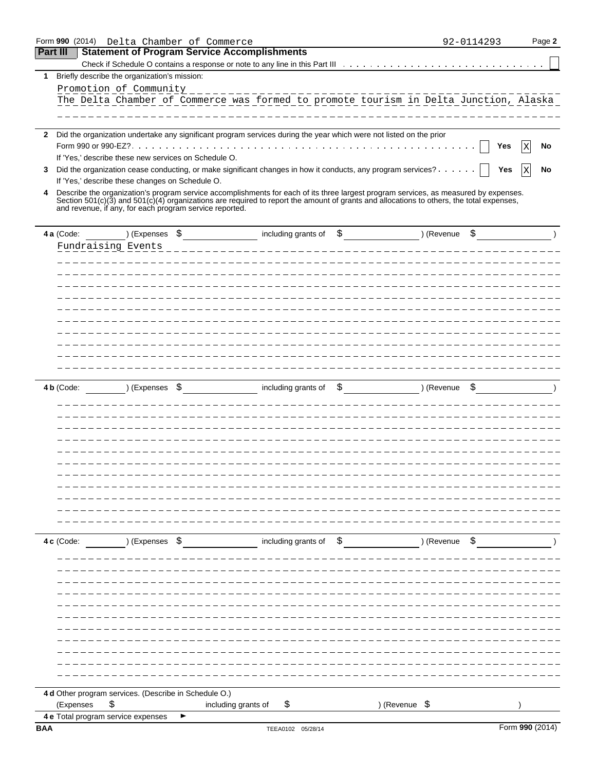Form **990** (2014) Delta Chamber of Commerce 92-0114293 Page **2**

## Part III Statement of Program Service Accomplishments

Check if Schedule O contains a response or note to any line in this Part III . . . . . . . . . . . . . . . . . . . . . . . . . . . . . . ☐

**1** Briefly describe the organization's mission:

Promotion of Community

The Delta Chamber of Commerce was formed to promote tourism in Delta Junction, Alaska

**2** Did the organization undertake any significant program services during the year which were not listed on the prior Form 990 or 990-EZ? . . . . . . . . . . . . . . . . . . . . . . . . . . . . . . . . . . . . . . . . . . . . . ☐ **Yes** ☒ **No**

If 'Yes,' describe these new services on Schedule O.

**3** Did the organization cease conducting, or make significant changes in how it conducts, any program services? . . . . . . ☐ **Yes** ☒ **No**

If 'Yes,' describe these changes on Schedule O.

**4** Describe the organization's program service accomplishments for each of its three largest program services, as measured by expenses. Section 501(c)(3) and 501(c)(4) organizations are required to report the amount of grants and allocations to others, the total expenses, and revenue, if any, for each program service reported.

**4 a** (Code: ) (Expenses $ including grants of $ ) (Revenue $ )

Fundraising Events

**4 b** (Code: ) (Expenses $ including grants of $ ) (Revenue $ )

**4 c** (Code: ) (Expenses $ including grants of $ ) (Revenue $ )

**4 d** Other program services. (Describe in Schedule O.)

(Expenses $ including grants of $ ) (Revenue $ )

**4 e** Total program service expenses ►

**BAA** TEEA0102 05/28/14 Form **990** (2014)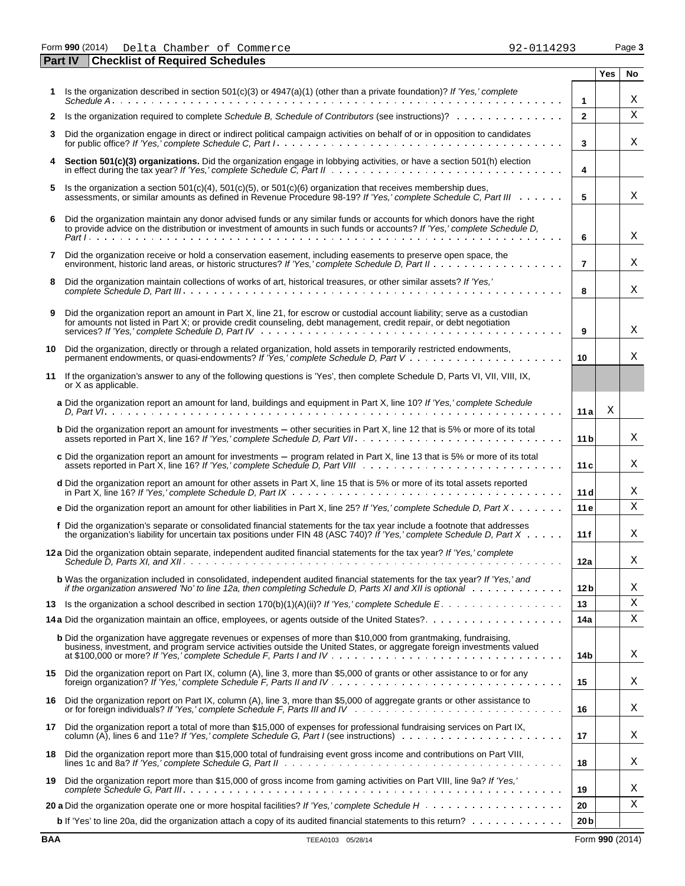Form **990** (2014) Delta Chamber of Commerce 92-0114293

## Part IV Checklist of Required Schedules

| | | | Yes | No |
|---|---|---|---|---|
| **1** | Is the organization described in section 501(c)(3) or 4947(a)(1) (other than a private foundation)? *If 'Yes,' complete Schedule A* | **1** | | X |
| **2** | Is the organization required to complete *Schedule B, Schedule of Contributors* (see instructions)? | **2** | | X |
| **3** | Did the organization engage in direct or indirect political campaign activities on behalf of or in opposition to candidates for public office? *If 'Yes,' complete Schedule C, Part I* | **3** | | X |
| **4** | **Section 501(c)(3) organizations.** Did the organization engage in lobbying activities, or have a section 501(h) election in effect during the tax year? *If 'Yes,' complete Schedule C, Part II* | **4** | | |
| **5** | Is the organization a section 501(c)(4), 501(c)(5), or 501(c)(6) organization that receives membership dues, assessments, or similar amounts as defined in Revenue Procedure 98-19? *If 'Yes,' complete Schedule C, Part III* | **5** | | X |
| **6** | Did the organization maintain any donor advised funds or any similar funds or accounts for which donors have the right to provide advice on the distribution or investment of amounts in such funds or accounts? *If 'Yes,' complete Schedule D, Part I* | **6** | | X |
| **7** | Did the organization receive or hold a conservation easement, including easements to preserve open space, the environment, historic land areas, or historic structures? *If 'Yes,' complete Schedule D, Part II* | **7** | | X |
| **8** | Did the organization maintain collections of works of art, historical treasures, or other similar assets? *If 'Yes,' complete Schedule D, Part III* | **8** | | X |
| **9** | Did the organization report an amount in Part X, line 21, for escrow or custodial account liability; serve as a custodian for amounts not listed in Part X; or provide credit counseling, debt management, credit repair, or debt negotiation services? *If 'Yes,' complete Schedule D, Part IV* | **9** | | X |
| **10** | Did the organization, directly or through a related organization, hold assets in temporarily restricted endowments, permanent endowments, or quasi-endowments? *If 'Yes,' complete Schedule D, Part V* | **10** | | X |
| **11** | If the organization's answer to any of the following questions is 'Yes', then complete Schedule D, Parts VI, VII, VIII, IX, or X as applicable. | | | |
| | **a** Did the organization report an amount for land, buildings and equipment in Part X, line 10? *If 'Yes,' complete Schedule D, Part VI* | **11a** | X | |
| | **b** Did the organization report an amount for investments — other securities in Part X, line 12 that is 5% or more of its total assets reported in Part X, line 16? *If 'Yes,' complete Schedule D, Part VII* | **11b** | | X |
| | **c** Did the organization report an amount for investments — program related in Part X, line 13 that is 5% or more of its total assets reported in Part X, line 16? *If 'Yes,' complete Schedule D, Part VIII* | **11c** | | X |
| | **d** Did the organization report an amount for other assets in Part X, line 15 that is 5% or more of its total assets reported in Part X, line 16? *If 'Yes,' complete Schedule D, Part IX* | **11d** | | X |
| | **e** Did the organization report an amount for other liabilities in Part X, line 25? *If 'Yes,' complete Schedule D, Part X* | **11e** | | X |
| | **f** Did the organization's separate or consolidated financial statements for the tax year include a footnote that addresses the organization's liability for uncertain tax positions under FIN 48 (ASC 740)? *If 'Yes,' complete Schedule D, Part X* | **11f** | | X |
| **12a** | Did the organization obtain separate, independent audited financial statements for the tax year? *If 'Yes,' complete Schedule D, Parts XI, and XII* | **12a** | | X |
| | **b** Was the organization included in consolidated, independent audited financial statements for the tax year? *If 'Yes,' and if the organization answered 'No' to line 12a, then completing Schedule D, Parts XI and XII is optional* | **12b** | | X |
| **13** | Is the organization a school described in section 170(b)(1)(A)(ii)? *If 'Yes,' complete Schedule E* | **13** | | X |
| **14a** | Did the organization maintain an office, employees, or agents outside of the United States? | **14a** | | X |
| | **b** Did the organization have aggregate revenues or expenses of more than $10,000 from grantmaking, fundraising, business, investment, and program service activities outside the United States, or aggregate foreign investments valued at $100,000 or more? *If 'Yes,' complete Schedule F, Parts I and IV* | **14b** | | X |
| **15** | Did the organization report on Part IX, column (A), line 3, more than $5,000 of grants or other assistance to or for any foreign organization? *If 'Yes,' complete Schedule F, Parts II and IV* | **15** | | X |
| **16** | Did the organization report on Part IX, column (A), line 3, more than $5,000 of aggregate grants or other assistance to or for foreign individuals? *If 'Yes,' complete Schedule F, Parts III and IV* | **16** | | X |
| **17** | Did the organization report a total of more than $15,000 of expenses for professional fundraising services on Part IX, column (A), lines 6 and 11e? *If 'Yes,' complete Schedule G, Part I* (see instructions) | **17** | | X |
| **18** | Did the organization report more than $15,000 total of fundraising event gross income and contributions on Part VIII, lines 1c and 8a? *If 'Yes,' complete Schedule G, Part II* | **18** | | X |
| **19** | Did the organization report more than $15,000 of gross income from gaming activities on Part VIII, line 9a? *If 'Yes,' complete Schedule G, Part III* | **19** | | X |
| **20a** | Did the organization operate one or more hospital facilities? *If 'Yes,' complete Schedule H* | **20** | | X |
| | **b** If 'Yes' to line 20a, did the organization attach a copy of its audited financial statements to this return? | **20b** | | |

**BAA** TEEA0103 05/28/14 Form **990** (2014)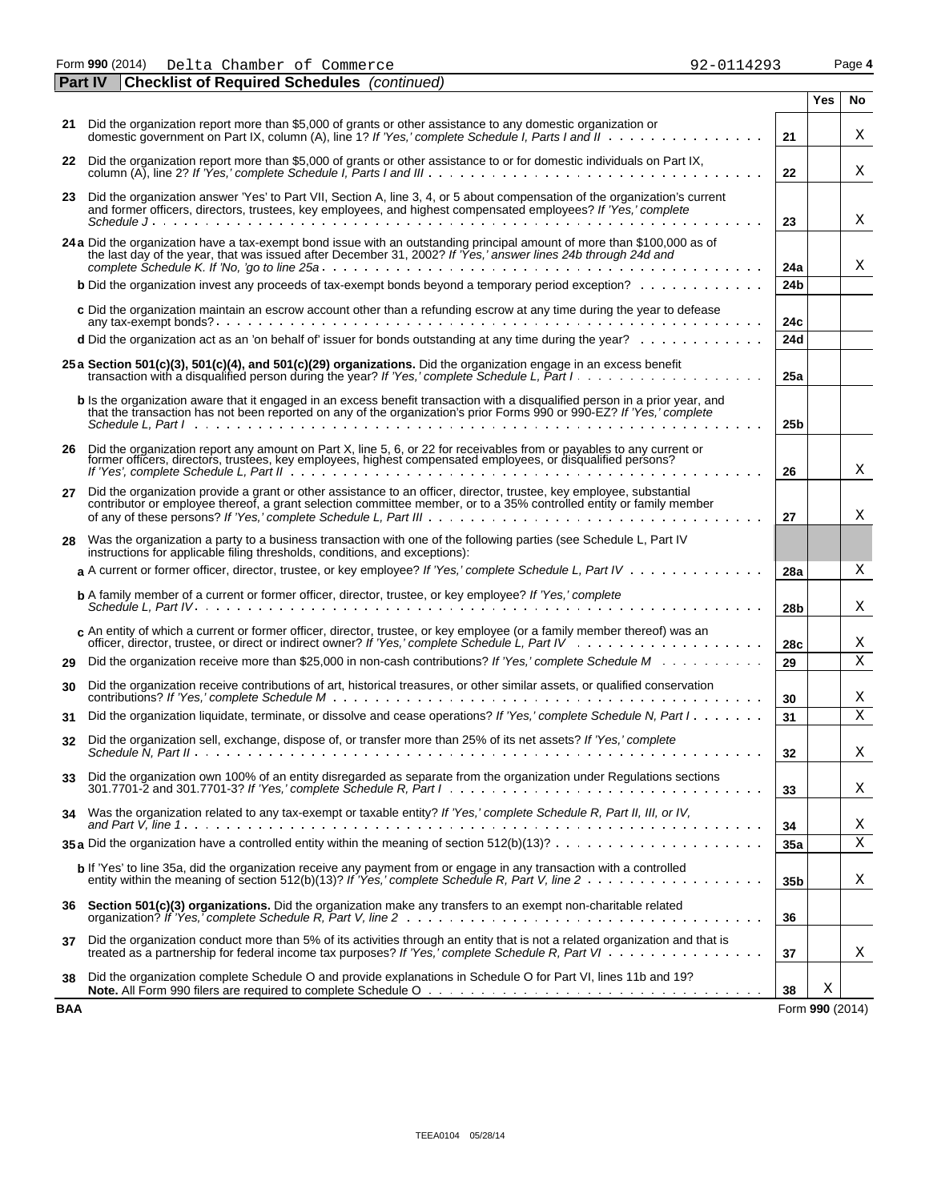Form **990** (2014) Delta Chamber of Commerce 92-0114293

## Part IV Checklist of Required Schedules *(continued)*

| | | | Yes | No |
|---|---|---|---|---|
| 21 | Did the organization report more than $5,000 of grants or other assistance to any domestic organization or domestic government on Part IX, column (A), line 1? *If 'Yes,' complete Schedule I, Parts I and II* | 21 | | X |
| 22 | Did the organization report more than $5,000 of grants or other assistance to or for domestic individuals on Part IX, column (A), line 2? *If 'Yes,' complete Schedule I, Parts I and III* | 22 | | X |
| 23 | Did the organization answer 'Yes' to Part VII, Section A, line 3, 4, or 5 about compensation of the organization's current and former officers, directors, trustees, key employees, and highest compensated employees? *If 'Yes,' complete Schedule J* | 23 | | X |
| 24a | Did the organization have a tax-exempt bond issue with an outstanding principal amount of more than $100,000 as of the last day of the year, that was issued after December 31, 2002? *If 'Yes,' answer lines 24b through 24d and complete Schedule K. If 'No,' go to line 25a* | 24a | | X |
| b | Did the organization invest any proceeds of tax-exempt bonds beyond a temporary period exception? | 24b | | |
| c | Did the organization maintain an escrow account other than a refunding escrow at any time during the year to defease any tax-exempt bonds? | 24c | | |
| d | Did the organization act as an 'on behalf of' issuer for bonds outstanding at any time during the year? | 24d | | |
| 25a | **Section 501(c)(3), 501(c)(4), and 501(c)(29) organizations.** Did the organization engage in an excess benefit transaction with a disqualified person during the year? *If 'Yes,' complete Schedule L, Part I* | 25a | | |
| b | Is the organization aware that it engaged in an excess benefit transaction with a disqualified person in a prior year, and that the transaction has not been reported on any of the organization's prior Forms 990 or 990-EZ? *If 'Yes,' complete Schedule L, Part I* | 25b | | |
| 26 | Did the organization report any amount on Part X, line 5, 6, or 22 for receivables from or payables to any current or former officers, directors, trustees, key employees, highest compensated employees, or disqualified persons? *If 'Yes', complete Schedule L, Part II* | 26 | | X |
| 27 | Did the organization provide a grant or other assistance to an officer, director, trustee, key employee, substantial contributor or employee thereof, a grant selection committee member, or to a 35% controlled entity or family member of any of these persons? *If 'Yes,' complete Schedule L, Part III* | 27 | | X |
| 28 | Was the organization a party to a business transaction with one of the following parties (see Schedule L, Part IV instructions for applicable filing thresholds, conditions, and exceptions): | | | |
| a | A current or former officer, director, trustee, or key employee? *If 'Yes,' complete Schedule L, Part IV* | 28a | | X |
| b | A family member of a current or former officer, director, trustee, or key employee? *If 'Yes,' complete Schedule L, Part IV* | 28b | | X |
| c | An entity of which a current or former officer, director, trustee, or key employee (or a family member thereof) was an officer, director, trustee, or direct or indirect owner? *If 'Yes,' complete Schedule L, Part IV* | 28c | | X |
| 29 | Did the organization receive more than $25,000 in non-cash contributions? *If 'Yes,' complete Schedule M* | 29 | | X |
| 30 | Did the organization receive contributions of art, historical treasures, or other similar assets, or qualified conservation contributions? *If 'Yes,' complete Schedule M* | 30 | | X |
| 31 | Did the organization liquidate, terminate, or dissolve and cease operations? *If 'Yes,' complete Schedule N, Part I* | 31 | | X |
| 32 | Did the organization sell, exchange, dispose of, or transfer more than 25% of its net assets? *If 'Yes,' complete Schedule N, Part II* | 32 | | X |
| 33 | Did the organization own 100% of an entity disregarded as separate from the organization under Regulations sections 301.7701-2 and 301.7701-3? *If 'Yes,' complete Schedule R, Part I* | 33 | | X |
| 34 | Was the organization related to any tax-exempt or taxable entity? *If 'Yes,' complete Schedule R, Part II, III, or IV, and Part V, line 1* | 34 | | X |
| 35a | Did the organization have a controlled entity within the meaning of section 512(b)(13)? | 35a | | X |
| b | If 'Yes' to line 35a, did the organization receive any payment from or engage in any transaction with a controlled entity within the meaning of section 512(b)(13)? *If 'Yes,' complete Schedule R, Part V, line 2* | 35b | | X |
| 36 | **Section 501(c)(3) organizations.** Did the organization make any transfers to an exempt non-charitable related organization? *If 'Yes,' complete Schedule R, Part V, line 2* | 36 | | |
| 37 | Did the organization conduct more than 5% of its activities through an entity that is not a related organization and that is treated as a partnership for federal income tax purposes? *If 'Yes,' complete Schedule R, Part VI* | 37 | | X |
| 38 | Did the organization complete Schedule O and provide explanations in Schedule O for Part VI, lines 11b and 19? **Note.** All Form 990 filers are required to complete Schedule O | 38 | X | |

BAA Form **990** (2014)

TEEA0104 05/28/14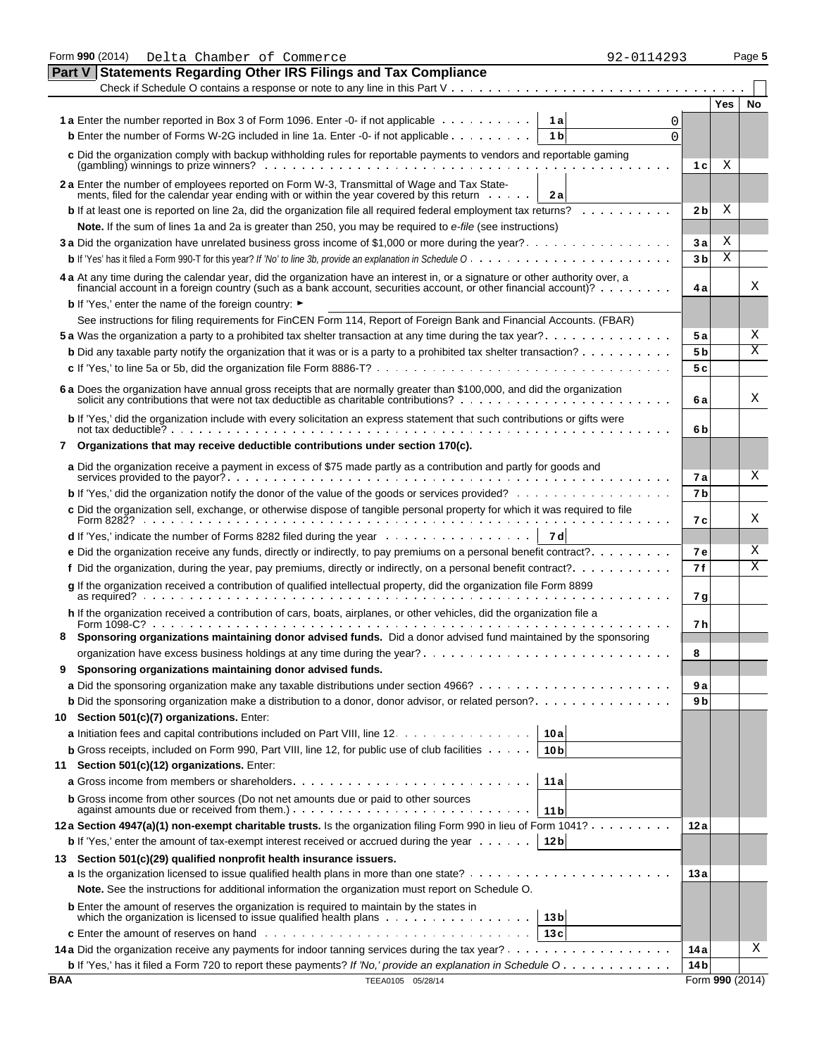Form 990 (2014) Delta Chamber of Commerce 92-0114293 Page 5

## Part V Statements Regarding Other IRS Filings and Tax Compliance

Check if Schedule O contains a response or note to any line in this Part V . . . . . . . . . . . . . . . . . . . . . . . . . . . . . . . . . . . . . . ☐

| | | | | Yes | No |
|---|---|---|---|---|---|
| **1 a** Enter the number reported in Box 3 of Form 1096. Enter -0- if not applicable | 1 a | 0 | | | |
| **b** Enter the number of Forms W-2G included in line 1a. Enter -0- if not applicable | 1 b | 0 | | | |
| **c** Did the organization comply with backup withholding rules for reportable payments to vendors and reportable gaming (gambling) winnings to prize winners? | | | 1 c | X | |
| **2 a** Enter the number of employees reported on Form W-3, Transmittal of Wage and Tax Statements, filed for the calendar year ending with or within the year covered by this return | 2 a | | | | |
| **b** If at least one is reported on line 2a, did the organization file all required federal employment tax returns? | | | 2 b | X | |
| **Note.** If the sum of lines 1a and 2a is greater than 250, you may be required to *e-file* (see instructions) | | | | | |
| **3 a** Did the organization have unrelated business gross income of $1,000 or more during the year? | | | 3 a | X | |
| **b** If 'Yes' has it filed a Form 990-T for this year? *If 'No' to line 3b, provide an explanation in Schedule O* | | | 3 b | X | |
| **4 a** At any time during the calendar year, did the organization have an interest in, or a signature or other authority over, a financial account in a foreign country (such as a bank account, securities account, or other financial account)? | | | 4 a | | X |
| **b** If 'Yes,' enter the name of the foreign country: ► | | | | | |
| See instructions for filing requirements for FinCEN Form 114, Report of Foreign Bank and Financial Accounts. (FBAR) | | | | | |
| **5 a** Was the organization a party to a prohibited tax shelter transaction at any time during the tax year? | | | 5 a | | X |
| **b** Did any taxable party notify the organization that it was or is a party to a prohibited tax shelter transaction? | | | 5 b | | X |
| **c** If 'Yes,' to line 5a or 5b, did the organization file Form 8886-T? | | | 5 c | | |
| **6 a** Does the organization have annual gross receipts that are normally greater than $100,000, and did the organization solicit any contributions that were not tax deductible as charitable contributions? | | | 6 a | | X |
| **b** If 'Yes,' did the organization include with every solicitation an express statement that such contributions or gifts were not tax deductible? | | | 6 b | | |
| **7 Organizations that may receive deductible contributions under section 170(c).** | | | | | |
| **a** Did the organization receive a payment in excess of $75 made partly as a contribution and partly for goods and services provided to the payor? | | | 7 a | | X |
| **b** If 'Yes,' did the organization notify the donor of the value of the goods or services provided? | | | 7 b | | |
| **c** Did the organization sell, exchange, or otherwise dispose of tangible personal property for which it was required to file Form 8282? | | | 7 c | | X |
| **d** If 'Yes,' indicate the number of Forms 8282 filed during the year | 7 d | | | | |
| **e** Did the organization receive any funds, directly or indirectly, to pay premiums on a personal benefit contract? | | | 7 e | | X |
| **f** Did the organization, during the year, pay premiums, directly or indirectly, on a personal benefit contract? | | | 7 f | | X |
| **g** If the organization received a contribution of qualified intellectual property, did the organization file Form 8899 as required? | | | 7 g | | |
| **h** If the organization received a contribution of cars, boats, airplanes, or other vehicles, did the organization file a Form 1098-C? | | | 7 h | | |
| **8 Sponsoring organizations maintaining donor advised funds.** Did a donor advised fund maintained by the sponsoring organization have excess business holdings at any time during the year? | | | 8 | | |
| **9 Sponsoring organizations maintaining donor advised funds.** | | | | | |
| **a** Did the sponsoring organization make any taxable distributions under section 4966? | | | 9 a | | |
| **b** Did the sponsoring organization make a distribution to a donor, donor advisor, or related person? | | | 9 b | | |
| **10 Section 501(c)(7) organizations.** Enter: | | | | | |
| **a** Initiation fees and capital contributions included on Part VIII, line 12 | 10 a | | | | |
| **b** Gross receipts, included on Form 990, Part VIII, line 12, for public use of club facilities | 10 b | | | | |
| **11 Section 501(c)(12) organizations.** Enter: | | | | | |
| **a** Gross income from members or shareholders | 11 a | | | | |
| **b** Gross income from other sources (Do not net amounts due or paid to other sources against amounts due or received from them.) | 11 b | | | | |
| **12 a Section 4947(a)(1) non-exempt charitable trusts.** Is the organization filing Form 990 in lieu of Form 1041? | | | 12 a | | |
| **b** If 'Yes,' enter the amount of tax-exempt interest received or accrued during the year | 12 b | | | | |
| **13 Section 501(c)(29) qualified nonprofit health insurance issuers.** | | | | | |
| **a** Is the organization licensed to issue qualified health plans in more than one state? | | | 13 a | | |
| **Note.** See the instructions for additional information the organization must report on Schedule O. | | | | | |
| **b** Enter the amount of reserves the organization is required to maintain by the states in which the organization is licensed to issue qualified health plans | 13 b | | | | |
| **c** Enter the amount of reserves on hand | 13 c | | | | |
| **14 a** Did the organization receive any payments for indoor tanning services during the tax year? | | | 14 a | | X |
| **b** If 'Yes,' has it filed a Form 720 to report these payments? *If 'No,' provide an explanation in Schedule O* | | | 14 b | | |

BAA TEEA0105 05/28/14 Form **990** (2014)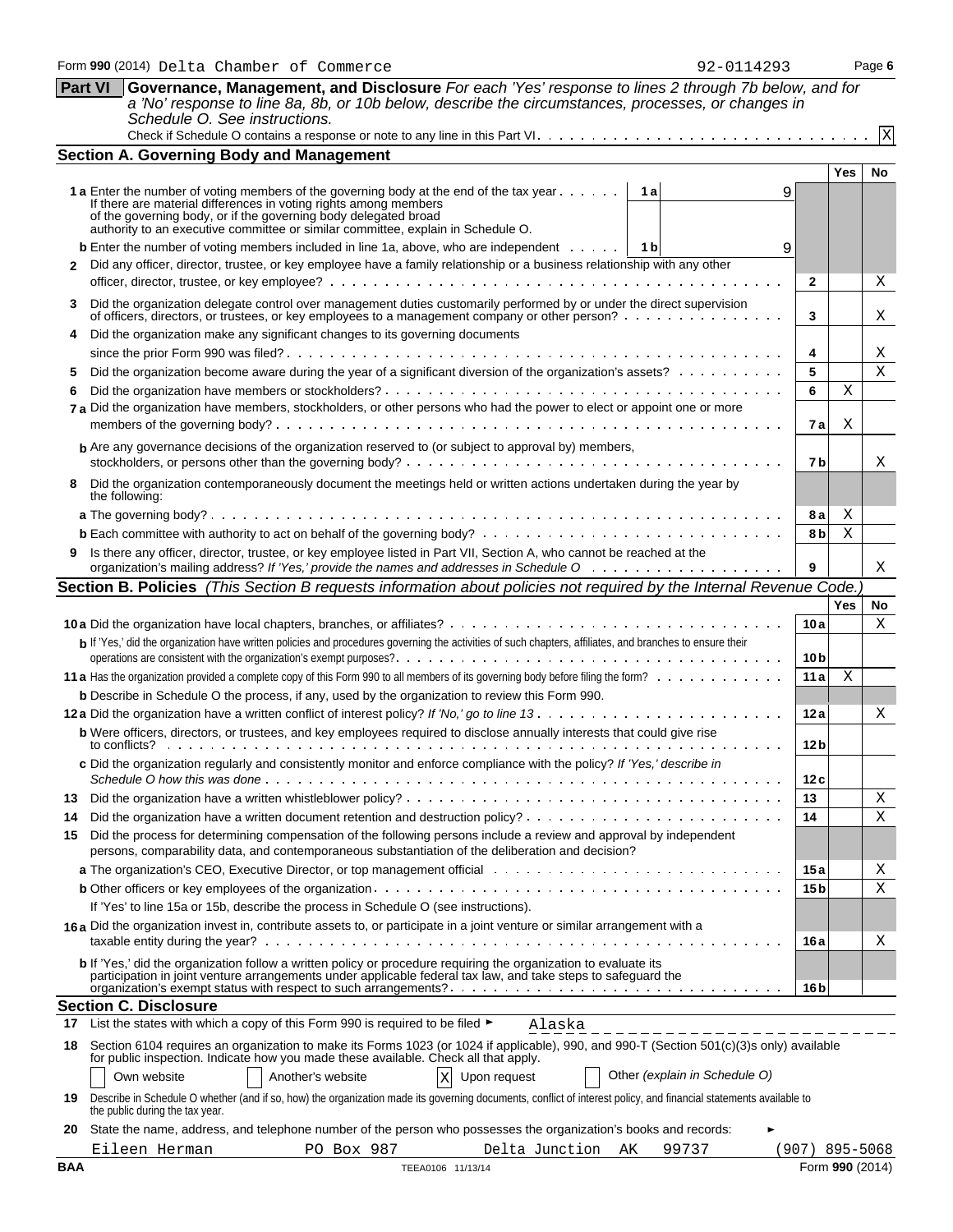Form **990** (2014) Delta Chamber of Commerce 92-0114293 Page **6**

## Part VI Governance, Management, and Disclosure

*For each 'Yes' response to lines 2 through 7b below, and for a 'No' response to line 8a, 8b, or 10b below, describe the circumstances, processes, or changes in Schedule O. See instructions.*

Check if Schedule O contains a response or note to any line in this Part VI . . . [X]

### Section A. Governing Body and Management

| | | Line | Yes | No |
|---|---|---|---|---|
| **1 a** | Enter the number of voting members of the governing body at the end of the tax year . . . **1a** 9<br>If there are material differences in voting rights among members of the governing body, or if the governing body delegated broad authority to an executive committee or similar committee, explain in Schedule O. | | | |
| **b** | Enter the number of voting members included in line 1a, above, who are independent . . . **1b** 9 | | | |
| **2** | Did any officer, director, trustee, or key employee have a family relationship or a business relationship with any other officer, director, trustee, or key employee? | 2 | | X |
| **3** | Did the organization delegate control over management duties customarily performed by or under the direct supervision of officers, directors, or trustees, or key employees to a management company or other person? | 3 | | X |
| **4** | Did the organization make any significant changes to its governing documents since the prior Form 990 was filed? | 4 | | X |
| **5** | Did the organization become aware during the year of a significant diversion of the organization's assets? | 5 | | X |
| **6** | Did the organization have members or stockholders? | 6 | X | |
| **7 a** | Did the organization have members, stockholders, or other persons who had the power to elect or appoint one or more members of the governing body? | 7a | X | |
| **b** | Are any governance decisions of the organization reserved to (or subject to approval by) members, stockholders, or persons other than the governing body? | 7b | | X |
| **8** | Did the organization contemporaneously document the meetings held or written actions undertaken during the year by the following: | | | |
| **a** | The governing body? | 8a | X | |
| **b** | Each committee with authority to act on behalf of the governing body? | 8b | X | |
| **9** | Is there any officer, director, trustee, or key employee listed in Part VII, Section A, who cannot be reached at the organization's mailing address? *If 'Yes,' provide the names and addresses in Schedule O* | 9 | | X |

### Section B. Policies *(This Section B requests information about policies not required by the Internal Revenue Code.)*

| | | Line | Yes | No |
|---|---|---|---|---|
| **10 a** | Did the organization have local chapters, branches, or affiliates? | 10a | | X |
| **b** | If 'Yes,' did the organization have written policies and procedures governing the activities of such chapters, affiliates, and branches to ensure their operations are consistent with the organization's exempt purposes? | 10b | | |
| **11 a** | Has the organization provided a complete copy of this Form 990 to all members of its governing body before filing the form? | 11a | X | |
| **b** | Describe in Schedule O the process, if any, used by the organization to review this Form 990. | | | |
| **12 a** | Did the organization have a written conflict of interest policy? *If 'No,' go to line 13* | 12a | | X |
| **b** | Were officers, directors, or trustees, and key employees required to disclose annually interests that could give rise to conflicts? | 12b | | |
| **c** | Did the organization regularly and consistently monitor and enforce compliance with the policy? *If 'Yes,' describe in Schedule O how this was done* | 12c | | |
| **13** | Did the organization have a written whistleblower policy? | 13 | | X |
| **14** | Did the organization have a written document retention and destruction policy? | 14 | | X |
| **15** | Did the process for determining compensation of the following persons include a review and approval by independent persons, comparability data, and contemporaneous substantiation of the deliberation and decision? | | | |
| **a** | The organization's CEO, Executive Director, or top management official | 15a | | X |
| **b** | Other officers or key employees of the organization | 15b | | X |
| | If 'Yes' to line 15a or 15b, describe the process in Schedule O (see instructions). | | | |
| **16 a** | Did the organization invest in, contribute assets to, or participate in a joint venture or similar arrangement with a taxable entity during the year? | 16a | | X |
| **b** | If 'Yes,' did the organization follow a written policy or procedure requiring the organization to evaluate its participation in joint venture arrangements under applicable federal tax law, and take steps to safeguard the organization's exempt status with respect to such arrangements? | 16b | | |

### Section C. Disclosure

**17** List the states with which a copy of this Form 990 is required to be filed ► Alaska

**18** Section 6104 requires an organization to make its Forms 1023 (or 1024 if applicable), 990, and 990-T (Section 501(c)(3)s only) available for public inspection. Indicate how you made these available. Check all that apply.

[ ] Own website [ ] Another's website [X] Upon request [ ] Other *(explain in Schedule O)*

**19** Describe in Schedule O whether (and if so, how) the organization made its governing documents, conflict of interest policy, and financial statements available to the public during the tax year.

**20** State the name, address, and telephone number of the person who possesses the organization's books and records: ►

Eileen Herman PO Box 987 Delta Junction AK 99737 (907) 895-5068

BAA TEEA0106 11/13/14 Form **990** (2014)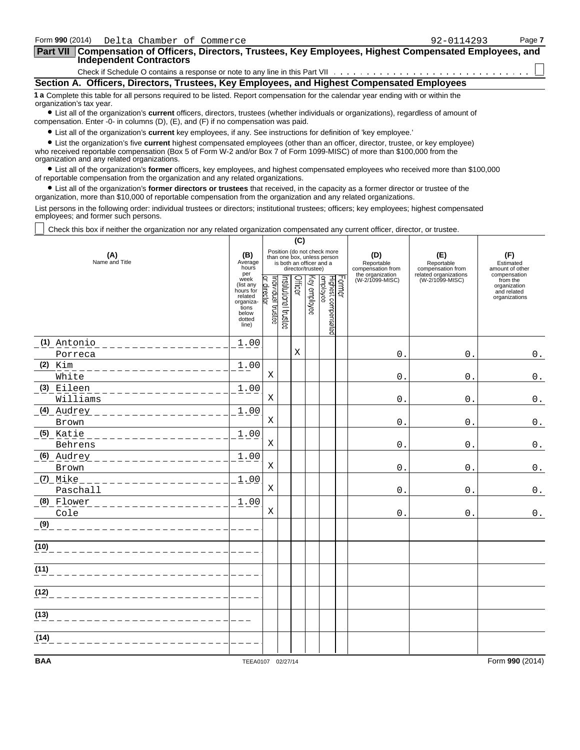Form 990 (2014) Delta Chamber of Commerce 92-0114293

## Part VII Compensation of Officers, Directors, Trustees, Key Employees, Highest Compensated Employees, and Independent Contractors

Check if Schedule O contains a response or note to any line in this Part VII ☐

### Section A. Officers, Directors, Trustees, Key Employees, and Highest Compensated Employees

**1 a** Complete this table for all persons required to be listed. Report compensation for the calendar year ending with or within the organization's tax year.

- List all of the organization's **current** officers, directors, trustees (whether individuals or organizations), regardless of amount of compensation. Enter -0- in columns (D), (E), and (F) if no compensation was paid.
- List all of the organization's **current** key employees, if any. See instructions for definition of 'key employee.'
- List the organization's five **current** highest compensated employees (other than an officer, director, trustee, or key employee) who received reportable compensation (Box 5 of Form W-2 and/or Box 7 of Form 1099-MISC) of more than $100,000 from the organization and any related organizations.
- List all of the organization's **former** officers, key employees, and highest compensated employees who received more than $100,000 of reportable compensation from the organization and any related organizations.
- List all of the organization's **former directors or trustees** that received, in the capacity as a former director or trustee of the organization, more than $10,000 of reportable compensation from the organization and any related organizations.

List persons in the following order: individual trustees or directors; institutional trustees; officers; key employees; highest compensated employees; and former such persons.

☐ Check this box if neither the organization nor any related organization compensated any current officer, director, or trustee.

| (A) Name and Title | (B) Average hours per week (list any hours for related organizations below dotted line) | (C) Individual trustee or director | Institutional trustee | Officer | Key employee | Highest compensated employee | Former | (D) Reportable compensation from the organization (W-2/1099-MISC) | (E) Reportable compensation from related organizations (W-2/1099-MISC) | (F) Estimated amount of other compensation from the organization and related organizations |
|---|---|---|---|---|---|---|---|---|---|---|
| (1) Antonio Porreca | 1.00 | | | X | | | | 0. | 0. | 0. |
| (2) Kim White | 1.00 | X | | | | | | 0. | 0. | 0. |
| (3) Eileen Williams | 1.00 | X | | | | | | 0. | 0. | 0. |
| (4) Audrey Brown | 1.00 | X | | | | | | 0. | 0. | 0. |
| (5) Katie Behrens | 1.00 | X | | | | | | 0. | 0. | 0. |
| (6) Audrey Brown | 1.00 | X | | | | | | 0. | 0. | 0. |
| (7) Mike Paschall | 1.00 | X | | | | | | 0. | 0. | 0. |
| (8) Flower Cole | 1.00 | X | | | | | | 0. | 0. | 0. |
| (9) | | | | | | | | | | |
| (10) | | | | | | | | | | |
| (11) | | | | | | | | | | |
| (12) | | | | | | | | | | |
| (13) | | | | | | | | | | |
| (14) | | | | | | | | | | |

BAA TEEA0107 02/27/14 Form **990** (2014)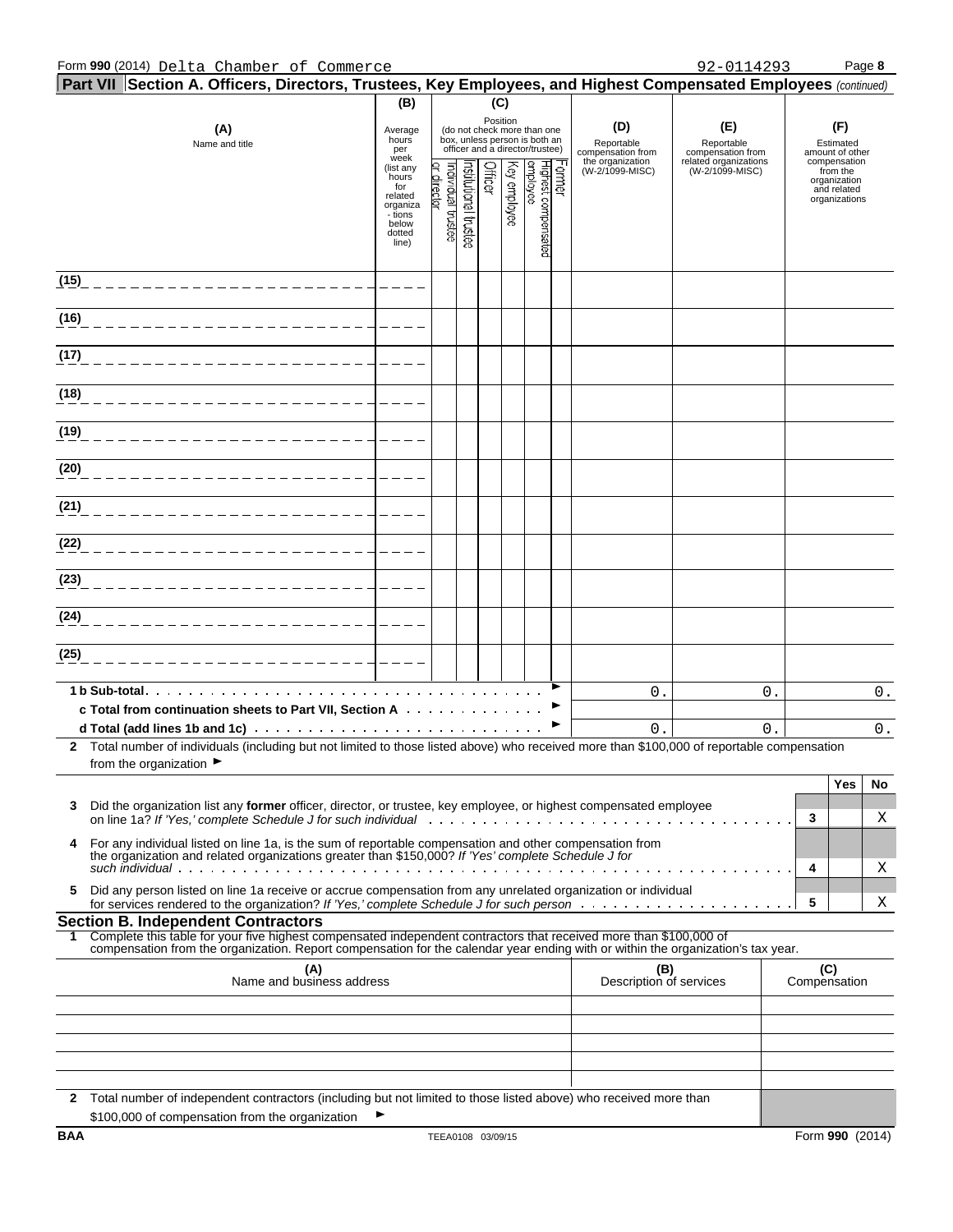Form 990 (2014) Delta Chamber of Commerce 92-0114293 Page 8

**Part VII Section A. Officers, Directors, Trustees, Key Employees, and Highest Compensated Employees** *(continued)*

| (A) Name and title | (B) Average hours per week (list any hours for related organizations below dotted line) | (C) Position (do not check more than one box, unless person is both an officer and a director/trustee) | | | | | | (D) Reportable compensation from the organization (W-2/1099-MISC) | (E) Reportable compensation from related organizations (W-2/1099-MISC) | (F) Estimated amount of other compensation from the organization and related organizations |
|---|---|---|---|---|---|---|---|---|---|---|
| | | Individual trustee or director | Institutional trustee | Officer | Key employee | Highest compensated employee | Former | | | |
| (15) | | | | | | | | | | |
| (16) | | | | | | | | | | |
| (17) | | | | | | | | | | |
| (18) | | | | | | | | | | |
| (19) | | | | | | | | | | |
| (20) | | | | | | | | | | |
| (21) | | | | | | | | | | |
| (22) | | | | | | | | | | |
| (23) | | | | | | | | | | |
| (24) | | | | | | | | | | |
| (25) | | | | | | | | | | |
| **1 b Sub-total** ► | | | | | | | | 0. | 0. | 0. |
| **c Total from continuation sheets to Part VII, Section A** ► | | | | | | | | | | |
| **d Total (add lines 1b and 1c)** ► | | | | | | | | 0. | 0. | 0. |

**2** Total number of individuals (including but not limited to those listed above) who received more than $100,000 of reportable compensation from the organization ►

| | | | Yes | No |
|---|---|---|---|---|
| **3** | Did the organization list any **former** officer, director, or trustee, key employee, or highest compensated employee on line 1a? *If 'Yes,' complete Schedule J for such individual* | 3 | | X |
| **4** | For any individual listed on line 1a, is the sum of reportable compensation and other compensation from the organization and related organizations greater than $150,000? *If 'Yes' complete Schedule J for such individual* | 4 | | X |
| **5** | Did any person listed on line 1a receive or accrue compensation from any unrelated organization or individual for services rendered to the organization? *If 'Yes,' complete Schedule J for such person* | 5 | | X |

**Section B. Independent Contractors**

**1** Complete this table for your five highest compensated independent contractors that received more than $100,000 of compensation from the organization. Report compensation for the calendar year ending with or within the organization's tax year.

| (A) Name and business address | (B) Description of services | (C) Compensation |
|---|---|---|
| | | |
| | | |
| | | |
| | | |
| | | |

**2** Total number of independent contractors (including but not limited to those listed above) who received more than $100,000 of compensation from the organization ►

BAA TEEA0108 03/09/15 Form **990** (2014)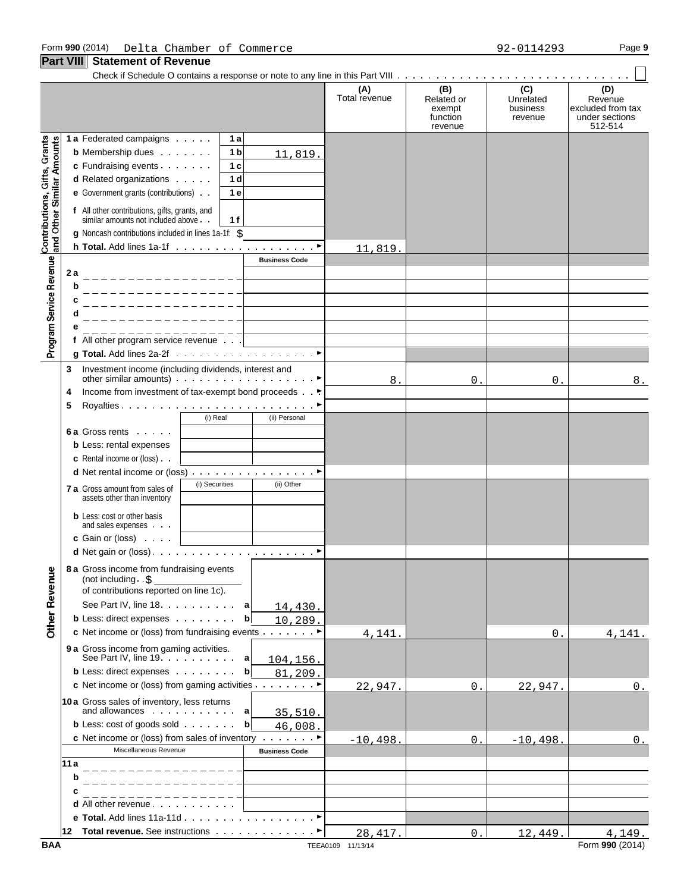Form 990 (2014) Delta Chamber of Commerce 92-0114293 Page 9

## Part VIII Statement of Revenue

Check if Schedule O contains a response or note to any line in this Part VIII . . . . . . . . . . . . . . . . . . . . . . . . . . . . . . ☐

| | | | | (A) Total revenue | (B) Related or exempt function revenue | (C) Unrelated business revenue | (D) Revenue excluded from tax under sections 512-514 |
|---|---|---|---|---|---|---|---|
| **Contributions, Gifts, Grants and Other Similar Amounts** | 1a Federated campaigns | 1a | | | | | |
| | b Membership dues | 1b | 11,819. | | | | |
| | c Fundraising events | 1c | | | | | |
| | d Related organizations | 1d | | | | | |
| | e Government grants (contributions) | 1e | | | | | |
| | f All other contributions, gifts, grants, and similar amounts not included above | 1f | | | | | |
| | g Noncash contributions included in lines 1a-1f: $ | | | | | | |
| | h **Total.** Add lines 1a-1f | | | 11,819. | | | |
| **Program Service Revenue** | | | Business Code | | | | |
| | 2a | | | | | | |
| | b | | | | | | |
| | c | | | | | | |
| | d | | | | | | |
| | e | | | | | | |
| | f All other program service revenue | | | | | | |
| | g **Total.** Add lines 2a-2f | | | | | | |
| | 3 Investment income (including dividends, interest and other similar amounts) | | | 8. | 0. | 0. | 8. |
| | 4 Income from investment of tax-exempt bond proceeds | | | | | | |
| | 5 Royalties | | | | | | |
| | | (i) Real | (ii) Personal | | | | |
| | 6a Gross rents | | | | | | |
| | b Less: rental expenses | | | | | | |
| | c Rental income or (loss) | | | | | | |
| | d Net rental income or (loss) | | | | | | |
| | | (i) Securities | (ii) Other | | | | |
| | 7a Gross amount from sales of assets other than inventory | | | | | | |
| | b Less: cost or other basis and sales expenses | | | | | | |
| | c Gain or (loss) | | | | | | |
| | d Net gain or (loss) | | | | | | |
| **Other Revenue** | 8a Gross income from fundraising events (not including $ of contributions reported on line 1c). See Part IV, line 18 | a | 14,430. | | | | |
| | b Less: direct expenses | b | 10,289. | | | | |
| | c Net income or (loss) from fundraising events | | | 4,141. | | 0. | 4,141. |
| | 9a Gross income from gaming activities. See Part IV, line 19 | a | 104,156. | | | | |
| | b Less: direct expenses | b | 81,209. | | | | |
| | c Net income or (loss) from gaming activities | | | 22,947. | 0. | 22,947. | 0. |
| | 10a Gross sales of inventory, less returns and allowances | a | 35,510. | | | | |
| | b Less: cost of goods sold | b | 46,008. | | | | |
| | c Net income or (loss) from sales of inventory | | | -10,498. | 0. | -10,498. | 0. |
| | Miscellaneous Revenue | | Business Code | | | | |
| | 11a | | | | | | |
| | b | | | | | | |
| | c | | | | | | |
| | d All other revenue | | | | | | |
| | e **Total.** Add lines 11a-11d | | | | | | |
| | 12 **Total revenue.** See instructions | | | 28,417. | 0. | 12,449. | 4,149. |

BAA TEEA0109 11/13/14 Form **990** (2014)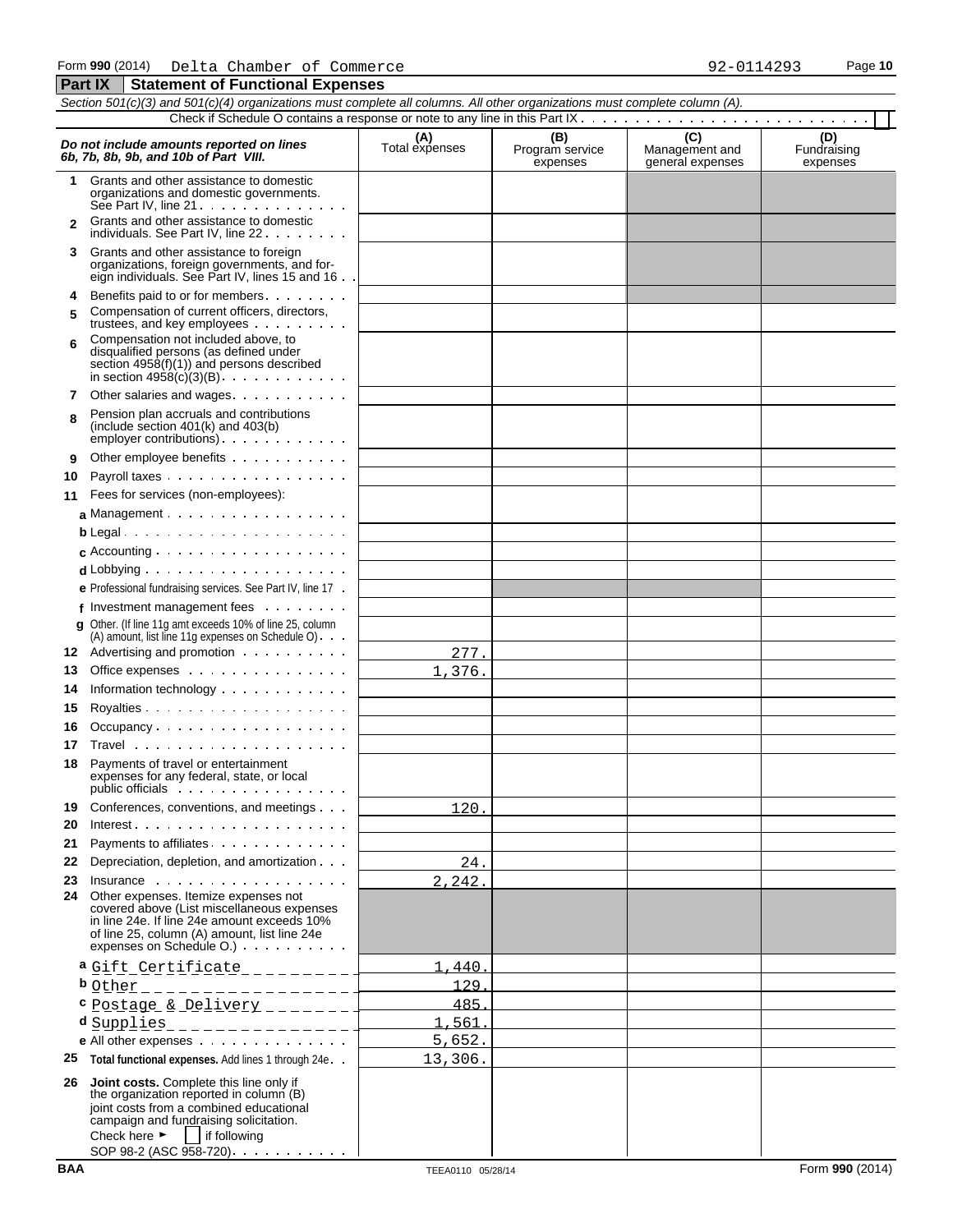Form **990** (2014) Delta Chamber of Commerce 92-0114293

## Part IX Statement of Functional Expenses

*Section 501(c)(3) and 501(c)(4) organizations must complete all columns. All other organizations must complete column (A).*

Check if Schedule O contains a response or note to any line in this Part IX . . . . . . . . . . . . . . . . . . . . . . . . . . ☐

| *Do not include amounts reported on lines 6b, 7b, 8b, 9b, and 10b of Part VIII.* | (A) Total expenses | (B) Program service expenses | (C) Management and general expenses | (D) Fundraising expenses |
|---|---|---|---|---|
| **1** Grants and other assistance to domestic organizations and domestic governments. See Part IV, line 21 | | | | |
| **2** Grants and other assistance to domestic individuals. See Part IV, line 22 | | | | |
| **3** Grants and other assistance to foreign organizations, foreign governments, and foreign individuals. See Part IV, lines 15 and 16 | | | | |
| **4** Benefits paid to or for members | | | | |
| **5** Compensation of current officers, directors, trustees, and key employees | | | | |
| **6** Compensation not included above, to disqualified persons (as defined under section 4958(f)(1)) and persons described in section 4958(c)(3)(B) | | | | |
| **7** Other salaries and wages | | | | |
| **8** Pension plan accruals and contributions (include section 401(k) and 403(b) employer contributions) | | | | |
| **9** Other employee benefits | | | | |
| **10** Payroll taxes | | | | |
| **11** Fees for services (non-employees): | | | | |
| **a** Management | | | | |
| **b** Legal | | | | |
| **c** Accounting | | | | |
| **d** Lobbying | | | | |
| **e** Professional fundraising services. See Part IV, line 17 | | | | |
| **f** Investment management fees | | | | |
| **g** Other. (If line 11g amt exceeds 10% of line 25, column (A) amount, list line 11g expenses on Schedule O) | | | | |
| **12** Advertising and promotion | 277. | | | |
| **13** Office expenses | 1,376. | | | |
| **14** Information technology | | | | |
| **15** Royalties | | | | |
| **16** Occupancy | | | | |
| **17** Travel | | | | |
| **18** Payments of travel or entertainment expenses for any federal, state, or local public officials | | | | |
| **19** Conferences, conventions, and meetings | 120. | | | |
| **20** Interest | | | | |
| **21** Payments to affiliates | | | | |
| **22** Depreciation, depletion, and amortization | 24. | | | |
| **23** Insurance | 2,242. | | | |
| **24** Other expenses. Itemize expenses not covered above (List miscellaneous expenses in line 24e. If line 24e amount exceeds 10% of line 25, column (A) amount, list line 24e expenses on Schedule O.) | | | | |
| **a** Gift Certificate | 1,440. | | | |
| **b** Other | 129. | | | |
| **c** Postage & Delivery | 485. | | | |
| **d** Supplies | 1,561. | | | |
| **e** All other expenses | 5,652. | | | |
| **25** **Total functional expenses.** Add lines 1 through 24e | 13,306. | | | |
| **26** **Joint costs.** Complete this line only if the organization reported in column (B) joint costs from a combined educational campaign and fundraising solicitation. Check here ► ☐ if following SOP 98-2 (ASC 958-720) | | | | |

BAA TEEA0110 05/28/14 Form **990** (2014)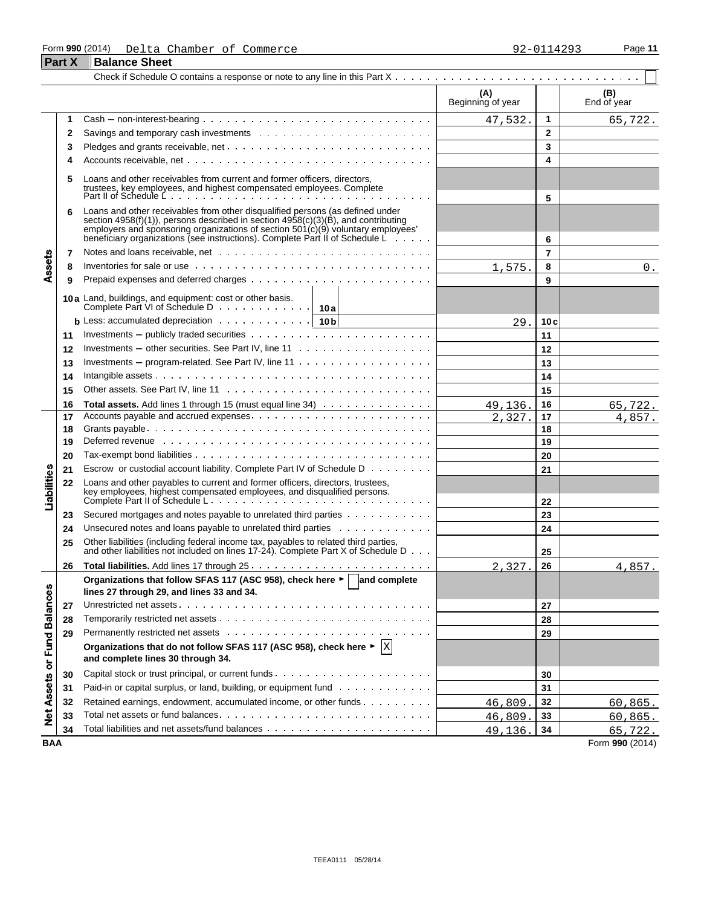Form 990 (2014) Delta Chamber of Commerce 92-0114293

## Part X Balance Sheet

Check if Schedule O contains a response or note to any line in this Part X . . . . . . . . . . . . . . . . . . . . . . . . . . . . . . . ☐

| Section | Line | Description | (A) Beginning of year | | (B) End of year |
|---|---|---|---|---|---|
| Assets | 1 | Cash – non-interest-bearing | 47,532. | 1 | 65,722. |
| | 2 | Savings and temporary cash investments | | 2 | |
| | 3 | Pledges and grants receivable, net | | 3 | |
| | 4 | Accounts receivable, net | | 4 | |
| | 5 | Loans and other receivables from current and former officers, directors, trustees, key employees, and highest compensated employees. Complete Part II of Schedule L | | 5 | |
| | 6 | Loans and other receivables from other disqualified persons (as defined under section 4958(f)(1)), persons described in section 4958(c)(3)(B), and contributing employers and sponsoring organizations of section 501(c)(9) voluntary employees' beneficiary organizations (see instructions). Complete Part II of Schedule L | | 6 | |
| | 7 | Notes and loans receivable, net | | 7 | |
| | 8 | Inventories for sale or use | 1,575. | 8 | 0. |
| | 9 | Prepaid expenses and deferred charges | | 9 | |
| | 10a | Land, buildings, and equipment: cost or other basis. Complete Part VI of Schedule D . . . 10a | | | |
| | b | Less: accumulated depreciation . . . 10b | 29. | 10c | |
| | 11 | Investments – publicly traded securities | | 11 | |
| | 12 | Investments – other securities. See Part IV, line 11 | | 12 | |
| | 13 | Investments – program-related. See Part IV, line 11 | | 13 | |
| | 14 | Intangible assets | | 14 | |
| | 15 | Other assets. See Part IV, line 11 | | 15 | |
| | 16 | **Total assets.** Add lines 1 through 15 (must equal line 34) | 49,136. | 16 | 65,722. |
| Liabilities | 17 | Accounts payable and accrued expenses | 2,327. | 17 | 4,857. |
| | 18 | Grants payable | | 18 | |
| | 19 | Deferred revenue | | 19 | |
| | 20 | Tax-exempt bond liabilities | | 20 | |
| | 21 | Escrow or custodial account liability. Complete Part IV of Schedule D | | 21 | |
| | 22 | Loans and other payables to current and former officers, directors, trustees, key employees, highest compensated employees, and disqualified persons. Complete Part II of Schedule L | | 22 | |
| | 23 | Secured mortgages and notes payable to unrelated third parties | | 23 | |
| | 24 | Unsecured notes and loans payable to unrelated third parties | | 24 | |
| | 25 | Other liabilities (including federal income tax, payables to related third parties, and other liabilities not included on lines 17-24). Complete Part X of Schedule D | | 25 | |
| | 26 | **Total liabilities.** Add lines 17 through 25 | 2,327. | 26 | 4,857. |
| Net Assets or Fund Balances | | **Organizations that follow SFAS 117 (ASC 958), check here ► ☐ and complete lines 27 through 29, and lines 33 and 34.** | | | |
| | 27 | Unrestricted net assets | | 27 | |
| | 28 | Temporarily restricted net assets | | 28 | |
| | 29 | Permanently restricted net assets | | 29 | |
| | | **Organizations that do not follow SFAS 117 (ASC 958), check here ► X and complete lines 30 through 34.** | | | |
| | 30 | Capital stock or trust principal, or current funds | | 30 | |
| | 31 | Paid-in or capital surplus, or land, building, or equipment fund | | 31 | |
| | 32 | Retained earnings, endowment, accumulated income, or other funds | 46,809. | 32 | 60,865. |
| | 33 | Total net assets or fund balances | 46,809. | 33 | 60,865. |
| | 34 | Total liabilities and net assets/fund balances | 49,136. | 34 | 65,722. |

BAA Form 990 (2014)

TEEA0111 05/28/14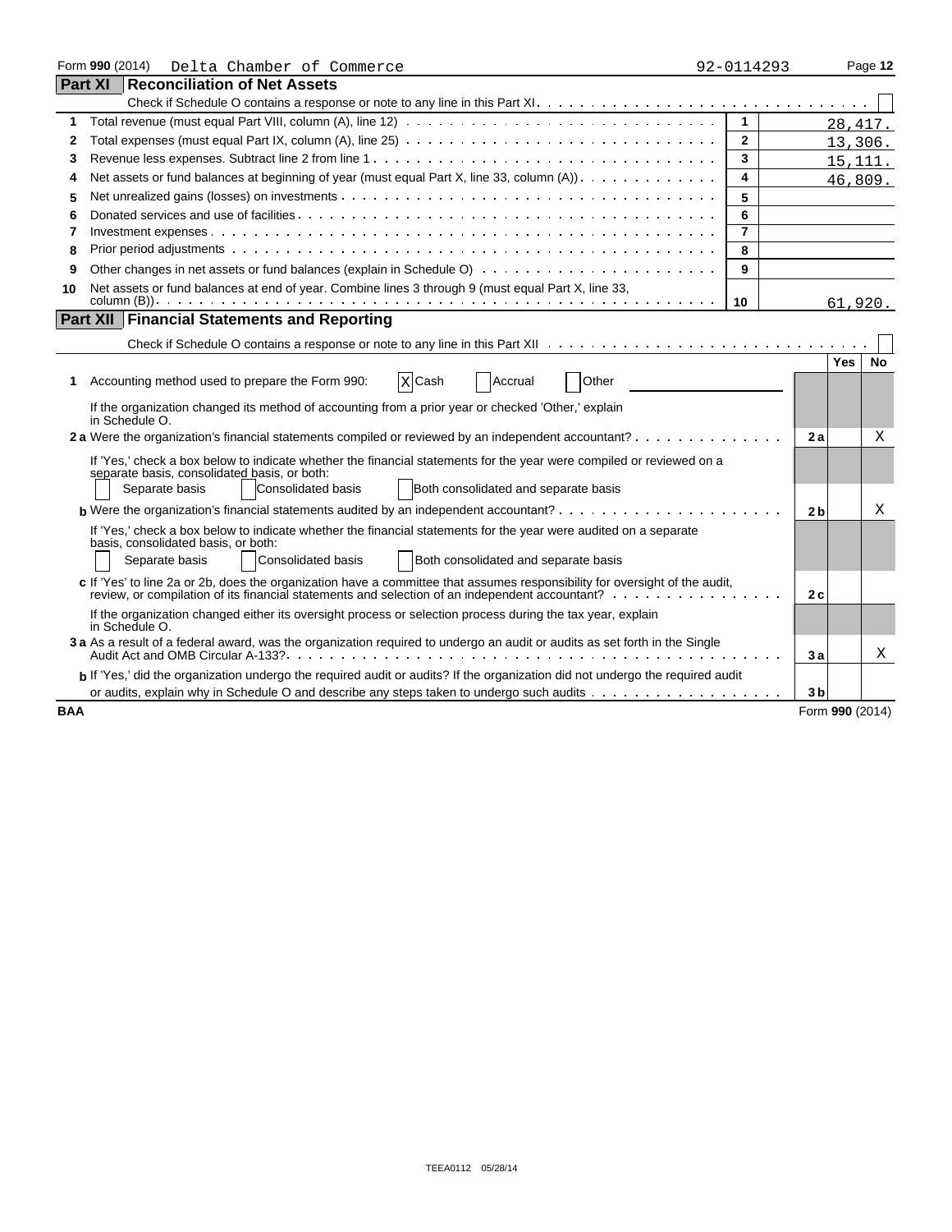Form **990** (2014) Delta Chamber of Commerce 92-0114293 Page **12**

## Part XI Reconciliation of Net Assets

Check if Schedule O contains a response or note to any line in this Part XI. . . . . . . . . . . . . . . . . . . . . . . . . . . . . . . . ☐

| | | | |
|---|---|---|---|
| 1 | Total revenue (must equal Part VIII, column (A), line 12) | 1 | 28,417. |
| 2 | Total expenses (must equal Part IX, column (A), line 25) | 2 | 13,306. |
| 3 | Revenue less expenses. Subtract line 2 from line 1 | 3 | 15,111. |
| 4 | Net assets or fund balances at beginning of year (must equal Part X, line 33, column (A)) | 4 | 46,809. |
| 5 | Net unrealized gains (losses) on investments | 5 | |
| 6 | Donated services and use of facilities | 6 | |
| 7 | Investment expenses | 7 | |
| 8 | Prior period adjustments | 8 | |
| 9 | Other changes in net assets or fund balances (explain in Schedule O) | 9 | |
| 10 | Net assets or fund balances at end of year. Combine lines 3 through 9 (must equal Part X, line 33, column (B)) | 10 | 61,920. |

## Part XII Financial Statements and Reporting

Check if Schedule O contains a response or note to any line in this Part XII . . . . . . . . . . . . . . . . . . . . . . . . . . . . . . ☐

| | | | Yes | No |
|---|---|---|---|---|
| 1 | Accounting method used to prepare the Form 990: ☒ Cash ☐ Accrual ☐ Other | | | |
| | If the organization changed its method of accounting from a prior year or checked 'Other,' explain in Schedule O. | | | |
| 2a | Were the organization's financial statements compiled or reviewed by an independent accountant? | 2a | | X |
| | If 'Yes,' check a box below to indicate whether the financial statements for the year were compiled or reviewed on a separate basis, consolidated basis, or both: ☐ Separate basis ☐ Consolidated basis ☐ Both consolidated and separate basis | | | |
| b | Were the organization's financial statements audited by an independent accountant? | 2b | | X |
| | If 'Yes,' check a box below to indicate whether the financial statements for the year were audited on a separate basis, consolidated basis, or both: ☐ Separate basis ☐ Consolidated basis ☐ Both consolidated and separate basis | | | |
| c | If 'Yes' to line 2a or 2b, does the organization have a committee that assumes responsibility for oversight of the audit, review, or compilation of its financial statements and selection of an independent accountant? | 2c | | |
| | If the organization changed either its oversight process or selection process during the tax year, explain in Schedule O. | | | |
| 3a | As a result of a federal award, was the organization required to undergo an audit or audits as set forth in the Single Audit Act and OMB Circular A-133? | 3a | | X |
| b | If 'Yes,' did the organization undergo the required audit or audits? If the organization did not undergo the required audit or audits, explain why in Schedule O and describe any steps taken to undergo such audits | 3b | | |

BAA Form **990** (2014)

TEEA0112 05/28/14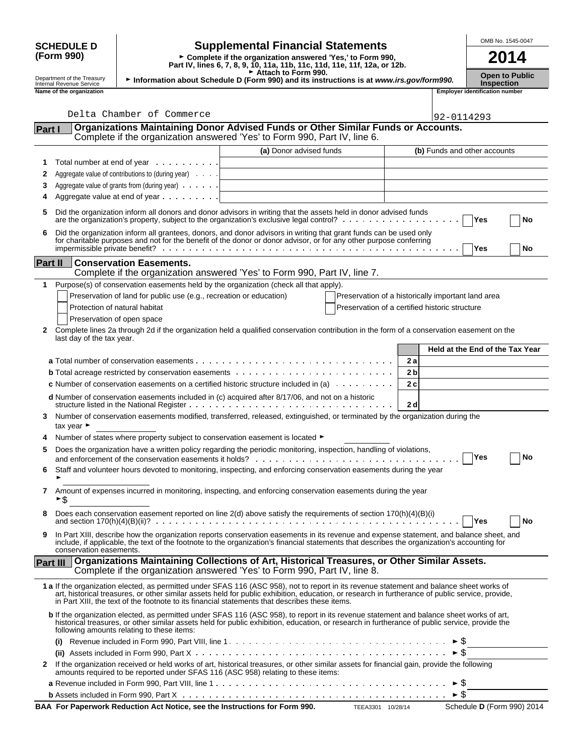**SCHEDULE D (Form 990)**

Department of the Treasury
Internal Revenue Service

# Supplemental Financial Statements

► Complete if the organization answered 'Yes,' to Form 990, Part IV, lines 6, 7, 8, 9, 10, 11a, 11b, 11c, 11d, 11e, 11f, 12a, or 12b.
► Attach to Form 990.
► Information about Schedule D (Form 990) and its instructions is at *www.irs.gov/form990.*

OMB No. 1545-0047

**2014**

**Open to Public Inspection**

**Name of the organization:** Delta Chamber of Commerce

**Employer identification number:** 92-0114293

## Part I — Organizations Maintaining Donor Advised Funds or Other Similar Funds or Accounts.
Complete if the organization answered 'Yes' to Form 990, Part IV, line 6.

| | | (a) Donor advised funds | (b) Funds and other accounts |
|---|---|---|---|
| 1 | Total number at end of year | | |
| 2 | Aggregate value of contributions to (during year) | | |
| 3 | Aggregate value of grants from (during year) | | |
| 4 | Aggregate value at end of year | | |

5 Did the organization inform all donors and donor advisors in writing that the assets held in donor advised funds are the organization's property, subject to the organization's exclusive legal control? ☐ Yes ☐ No

6 Did the organization inform all grantees, donors, and donor advisors in writing that grant funds can be used only for charitable purposes and not for the benefit of the donor or donor advisor, or for any other purpose conferring impermissible private benefit? ☐ Yes ☐ No

## Part II — Conservation Easements.
Complete if the organization answered 'Yes' to Form 990, Part IV, line 7.

1 Purpose(s) of conservation easements held by the organization (check all that apply).

☐ Preservation of land for public use (e.g., recreation or education)
☐ Protection of natural habitat
☐ Preservation of open space
☐ Preservation of a historically important land area
☐ Preservation of a certified historic structure

2 Complete lines 2a through 2d if the organization held a qualified conservation contribution in the form of a conservation easement on the last day of the tax year.

| | | Held at the End of the Tax Year |
|---|---|---|
| **a** Total number of conservation easements | 2a | |
| **b** Total acreage restricted by conservation easements | 2b | |
| **c** Number of conservation easements on a certified historic structure included in (a) | 2c | |
| **d** Number of conservation easements included in (c) acquired after 8/17/06, and not on a historic structure listed in the National Register | 2d | |

3 Number of conservation easements modified, transferred, released, extinguished, or terminated by the organization during the tax year ►

4 Number of states where property subject to conservation easement is located ►

5 Does the organization have a written policy regarding the periodic monitoring, inspection, handling of violations, and enforcement of the conservation easements it holds? ☐ Yes ☐ No

6 Staff and volunteer hours devoted to monitoring, inspecting, and enforcing conservation easements during the year ►

7 Amount of expenses incurred in monitoring, inspecting, and enforcing conservation easements during the year ►$

8 Does each conservation easement reported on line 2(d) above satisfy the requirements of section 170(h)(4)(B)(i) and section 170(h)(4)(B)(ii)? ☐ Yes ☐ No

9 In Part XIII, describe how the organization reports conservation easements in its revenue and expense statement, and balance sheet, and include, if applicable, the text of the footnote to the organization's financial statements that describes the organization's accounting for conservation easements.

## Part III — Organizations Maintaining Collections of Art, Historical Treasures, or Other Similar Assets.
Complete if the organization answered 'Yes' to Form 990, Part IV, line 8.

**1 a** If the organization elected, as permitted under SFAS 116 (ASC 958), not to report in its revenue statement and balance sheet works of art, historical treasures, or other similar assets held for public exhibition, education, or research in furtherance of public service, provide, in Part XIII, the text of the footnote to its financial statements that describes these items.

**b** If the organization elected, as permitted under SFAS 116 (ASC 958), to report in its revenue statement and balance sheet works of art, historical treasures, or other similar assets held for public exhibition, education, or research in furtherance of public service, provide the following amounts relating to these items:

**(i)** Revenue included in Form 990, Part VIII, line 1 ► $

**(ii)** Assets included in Form 990, Part X ► $

2 If the organization received or held works of art, historical treasures, or other similar assets for financial gain, provide the following amounts required to be reported under SFAS 116 (ASC 958) relating to these items:

**a** Revenue included in Form 990, Part VIII, line 1 ► $

**b** Assets included in Form 990, Part X ► $

**BAA For Paperwork Reduction Act Notice, see the Instructions for Form 990.** TEEA3301 10/28/14 Schedule **D** (Form 990) 2014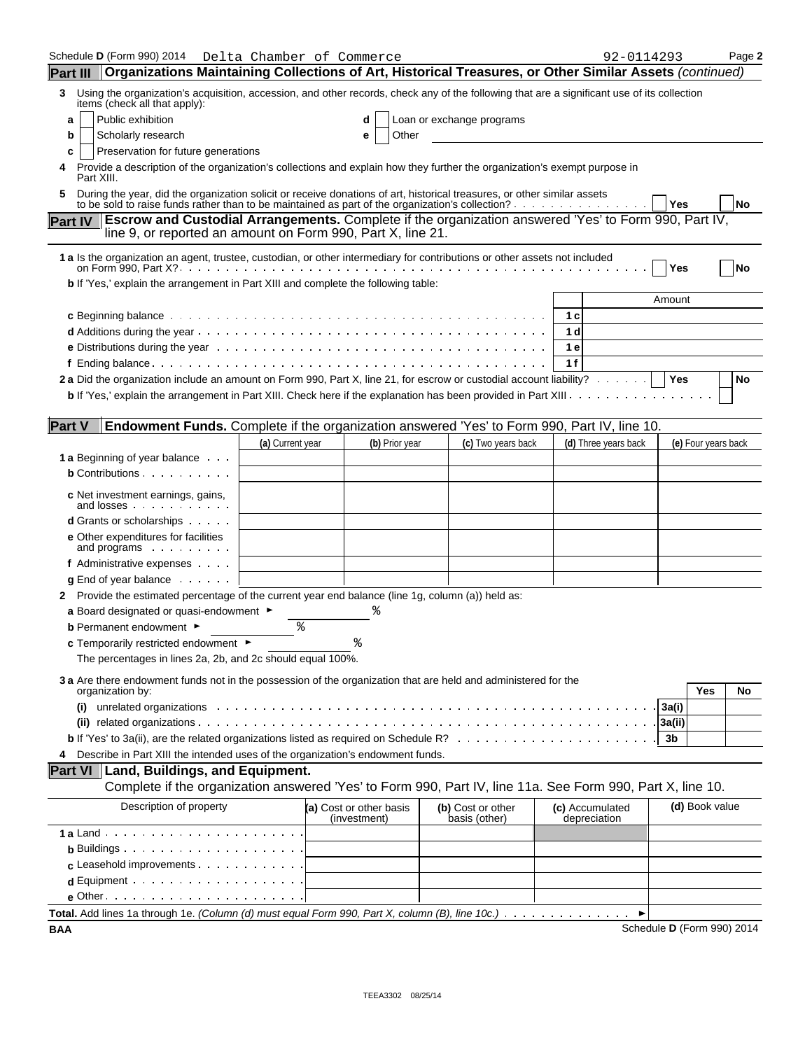Schedule D (Form 990) 2014 Delta Chamber of Commerce 92-0114293 Page 2

## Part III Organizations Maintaining Collections of Art, Historical Treasures, or Other Similar Assets *(continued)*

**3** Using the organization's acquisition, accession, and other records, check any of the following that are a significant use of its collection items (check all that apply):

- **a** ☐ Public exhibition
- **b** ☐ Scholarly research
- **c** ☐ Preservation for future generations
- **d** ☐ Loan or exchange programs
- **e** ☐ Other

**4** Provide a description of the organization's collections and explain how they further the organization's exempt purpose in Part XIII.

**5** During the year, did the organization solicit or receive donations of art, historical treasures, or other similar assets to be sold to raise funds rather than to be maintained as part of the organization's collection? ☐ Yes ☐ No

## Part IV Escrow and Custodial Arrangements. Complete if the organization answered 'Yes' to Form 990, Part IV, line 9, or reported an amount on Form 990, Part X, line 21.

**1 a** Is the organization an agent, trustee, custodian, or other intermediary for contributions or other assets not included on Form 990, Part X? ☐ Yes ☐ No

**b** If 'Yes,' explain the arrangement in Part XIII and complete the following table:

| | | Amount |
|---|---|---|
| **c** Beginning balance | 1 c | |
| **d** Additions during the year | 1 d | |
| **e** Distributions during the year | 1 e | |
| **f** Ending balance | 1 f | |

**2 a** Did the organization include an amount on Form 990, Part X, line 21, for escrow or custodial account liability? ☐ Yes ☐ No

**b** If 'Yes,' explain the arrangement in Part XIII. Check here if the explanation has been provided in Part XIII ☐

## Part V Endowment Funds. Complete if the organization answered 'Yes' to Form 990, Part IV, line 10.

| | (a) Current year | (b) Prior year | (c) Two years back | (d) Three years back | (e) Four years back |
|---|---|---|---|---|---|
| **1 a** Beginning of year balance | | | | | |
| **b** Contributions | | | | | |
| **c** Net investment earnings, gains, and losses | | | | | |
| **d** Grants or scholarships | | | | | |
| **e** Other expenditures for facilities and programs | | | | | |
| **f** Administrative expenses | | | | | |
| **g** End of year balance | | | | | |

**2** Provide the estimated percentage of the current year end balance (line 1g, column (a)) held as:

**a** Board designated or quasi-endowment ► %

**b** Permanent endowment ► %

**c** Temporarily restricted endowment ► %

The percentages in lines 2a, 2b, and 2c should equal 100%.

**3 a** Are there endowment funds not in the possession of the organization that are held and administered for the organization by:

| | | Yes | No |
|---|---|---|---|
| **(i)** unrelated organizations | 3a(i) | | |
| **(ii)** related organizations | 3a(ii) | | |
| **b** If 'Yes' to 3a(ii), are the related organizations listed as required on Schedule R? | 3b | | |

**4** Describe in Part XIII the intended uses of the organization's endowment funds.

## Part VI Land, Buildings, and Equipment.

Complete if the organization answered 'Yes' to Form 990, Part IV, line 11a. See Form 990, Part X, line 10.

| Description of property | (a) Cost or other basis (investment) | (b) Cost or other basis (other) | (c) Accumulated depreciation | (d) Book value |
|---|---|---|---|---|
| **1 a** Land | | | | |
| **b** Buildings | | | | |
| **c** Leasehold improvements | | | | |
| **d** Equipment | | | | |
| **e** Other | | | | |

**Total.** Add lines 1a through 1e. *(Column (d) must equal Form 990, Part X, column (B), line 10c.)* ►

BAA Schedule D (Form 990) 2014

TEEA3302 08/25/14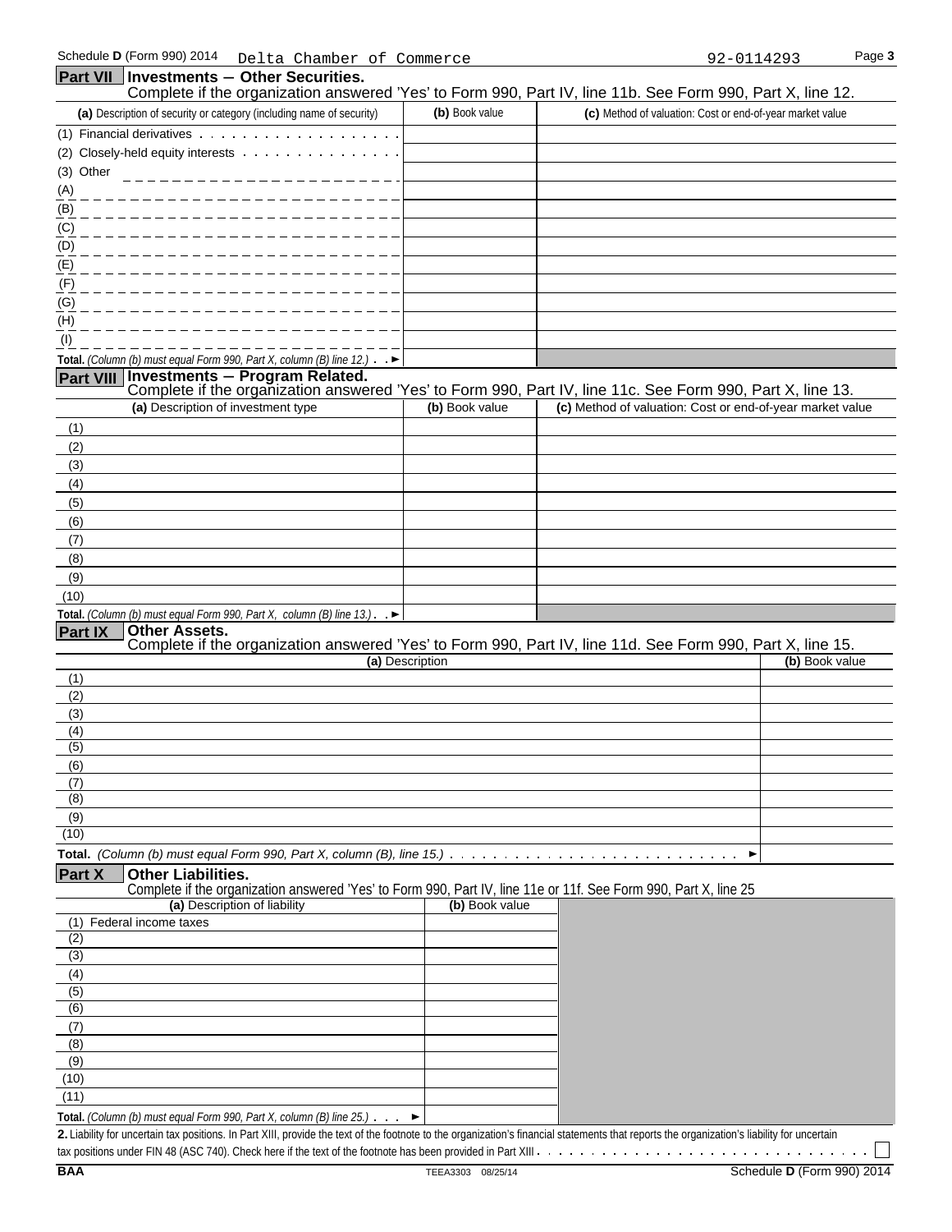Schedule D (Form 990) 2014 Delta Chamber of Commerce 92-0114293 Page 3

## Part VII Investments — Other Securities.

Complete if the organization answered 'Yes' to Form 990, Part IV, line 11b. See Form 990, Part X, line 12.

| (a) Description of security or category (including name of security) | (b) Book value | (c) Method of valuation: Cost or end-of-year market value |
|---|---|---|
| (1) Financial derivatives | | |
| (2) Closely-held equity interests | | |
| (3) Other | | |
| (A) | | |
| (B) | | |
| (C) | | |
| (D) | | |
| (E) | | |
| (F) | | |
| (G) | | |
| (H) | | |
| (I) | | |
| **Total.** *(Column (b) must equal Form 990, Part X, column (B) line 12.)* ► | | |

## Part VIII Investments — Program Related.

Complete if the organization answered 'Yes' to Form 990, Part IV, line 11c. See Form 990, Part X, line 13.

| (a) Description of investment type | (b) Book value | (c) Method of valuation: Cost or end-of-year market value |
|---|---|---|
| (1) | | |
| (2) | | |
| (3) | | |
| (4) | | |
| (5) | | |
| (6) | | |
| (7) | | |
| (8) | | |
| (9) | | |
| (10) | | |
| **Total.** *(Column (b) must equal Form 990, Part X, column (B) line 13.)* ► | | |

## Part IX Other Assets.

Complete if the organization answered 'Yes' to Form 990, Part IV, line 11d. See Form 990, Part X, line 15.

| (a) Description | (b) Book value |
|---|---|
| (1) | |
| (2) | |
| (3) | |
| (4) | |
| (5) | |
| (6) | |
| (7) | |
| (8) | |
| (9) | |
| (10) | |
| **Total.** *(Column (b) must equal Form 990, Part X, column (B), line 15.)* ► | |

## Part X Other Liabilities.

Complete if the organization answered 'Yes' to Form 990, Part IV, line 11e or 11f. See Form 990, Part X, line 25

| (a) Description of liability | (b) Book value |
|---|---|
| (1) Federal income taxes | |
| (2) | |
| (3) | |
| (4) | |
| (5) | |
| (6) | |
| (7) | |
| (8) | |
| (9) | |
| (10) | |
| (11) | |
| **Total.** *(Column (b) must equal Form 990, Part X, column (B) line 25.)* ► | |

**2.** Liability for uncertain tax positions. In Part XIII, provide the text of the footnote to the organization's financial statements that reports the organization's liability for uncertain tax positions under FIN 48 (ASC 740). Check here if the text of the footnote has been provided in Part XIII ☐

BAA TEEA3303 08/25/14 Schedule D (Form 990) 2014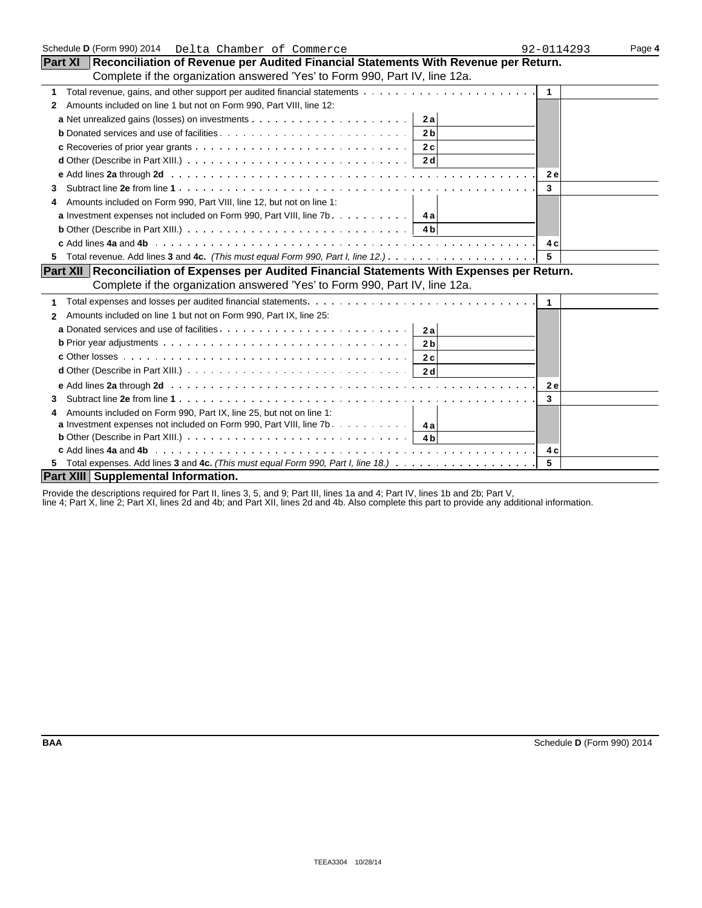Schedule D (Form 990) 2014 Delta Chamber of Commerce 92-0114293 Page 4

## Part XI Reconciliation of Revenue per Audited Financial Statements With Revenue per Return.

Complete if the organization answered 'Yes' to Form 990, Part IV, line 12a.

| | | | | |
|---|---|---|---|---|
| **1** Total revenue, gains, and other support per audited financial statements | | | **1** | |
| **2** Amounts included on line 1 but not on Form 990, Part VIII, line 12: | | | | |
| **a** Net unrealized gains (losses) on investments | **2a** | | | |
| **b** Donated services and use of facilities | **2b** | | | |
| **c** Recoveries of prior year grants | **2c** | | | |
| **d** Other (Describe in Part XIII.) | **2d** | | | |
| **e** Add lines **2a** through **2d** | | | **2e** | |
| **3** Subtract line **2e** from line **1** | | | **3** | |
| **4** Amounts included on Form 990, Part VIII, line 12, but not on line 1: | | | | |
| **a** Investment expenses not included on Form 990, Part VIII, line 7b | **4a** | | | |
| **b** Other (Describe in Part XIII.) | **4b** | | | |
| **c** Add lines **4a** and **4b** | | | **4c** | |
| **5** Total revenue. Add lines **3** and **4c.** *(This must equal Form 990, Part I, line 12.)* | | | **5** | |

## Part XII Reconciliation of Expenses per Audited Financial Statements With Expenses per Return.

Complete if the organization answered 'Yes' to Form 990, Part IV, line 12a.

| | | | | |
|---|---|---|---|---|
| **1** Total expenses and losses per audited financial statements. | | | **1** | |
| **2** Amounts included on line 1 but not on Form 990, Part IX, line 25: | | | | |
| **a** Donated services and use of facilities | **2a** | | | |
| **b** Prior year adjustments | **2b** | | | |
| **c** Other losses | **2c** | | | |
| **d** Other (Describe in Part XIII.) | **2d** | | | |
| **e** Add lines **2a** through **2d** | | | **2e** | |
| **3** Subtract line **2e** from line **1** | | | **3** | |
| **4** Amounts included on Form 990, Part IX, line 25, but not on line 1: | | | | |
| **a** Investment expenses not included on Form 990, Part VIII, line 7b | **4a** | | | |
| **b** Other (Describe in Part XIII.) | **4b** | | | |
| **c** Add lines **4a** and **4b** | | | **4c** | |
| **5** Total expenses. Add lines **3** and **4c.** *(This must equal Form 990, Part I, line 18.)* | | | **5** | |

## Part XIII Supplemental Information.

Provide the descriptions required for Part II, lines 3, 5, and 9; Part III, lines 1a and 4; Part IV, lines 1b and 2b; Part V, line 4; Part X, line 2; Part XI, lines 2d and 4b; and Part XII, lines 2d and 4b. Also complete this part to provide any additional information.

BAA Schedule D (Form 990) 2014

TEEA3304 10/28/14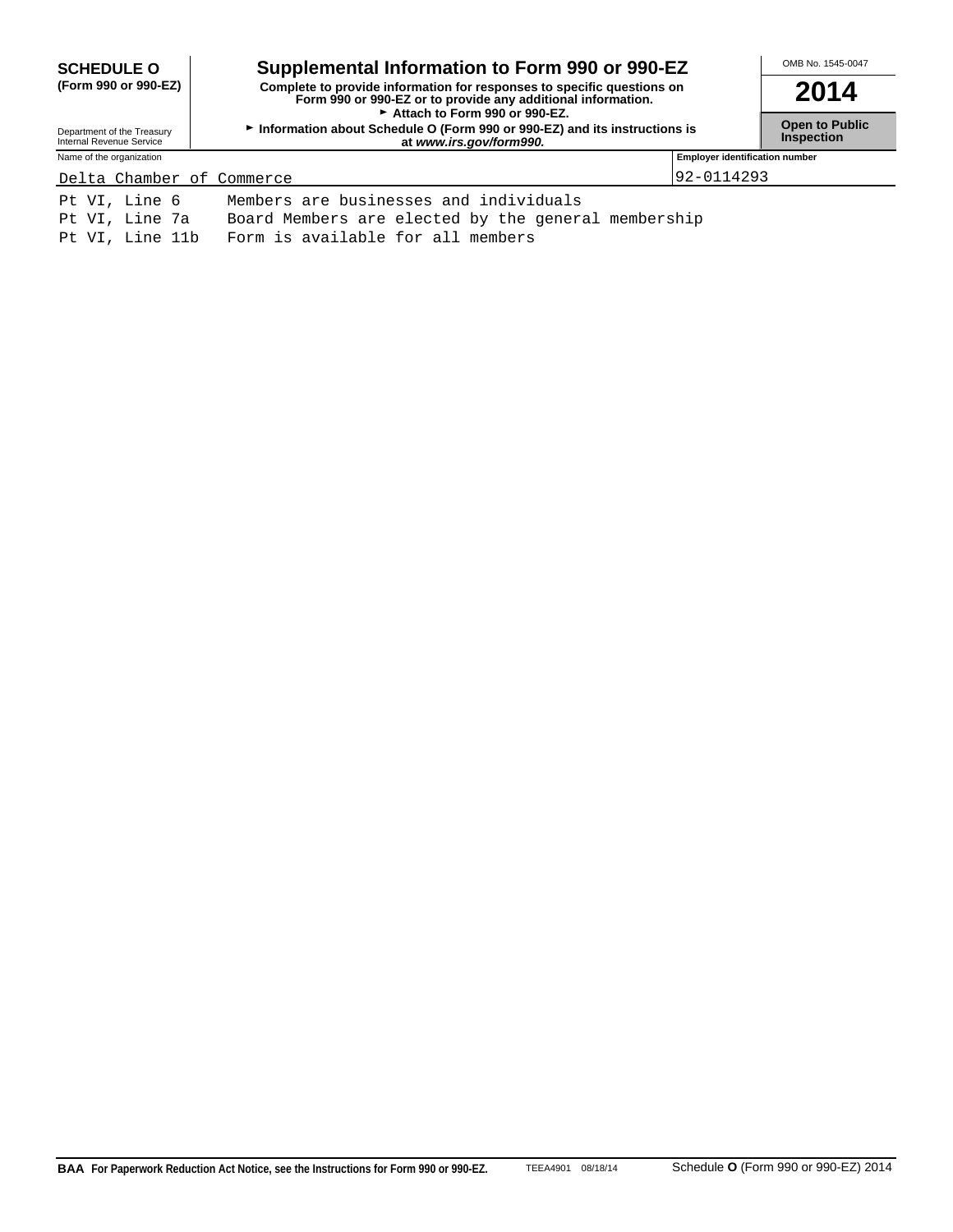**SCHEDULE O**
**(Form 990 or 990-EZ)**

Department of the Treasury
Internal Revenue Service

# Supplemental Information to Form 990 or 990-EZ

**Complete to provide information for responses to specific questions on Form 990 or 990-EZ or to provide any additional information.**
**► Attach to Form 990 or 990-EZ.**
**► Information about Schedule O (Form 990 or 990-EZ) and its instructions is at *www.irs.gov/form990.***

OMB No. 1545-0047

**2014**

**Open to Public Inspection**

| Name of the organization | Employer identification number |
| --- | --- |
| Delta Chamber of Commerce | 92-0114293 |

| | |
| --- | --- |
| Pt VI, Line 6 | Members are businesses and individuals |
| Pt VI, Line 7a | Board Members are elected by the general membership |
| Pt VI, Line 11b | Form is available for all members |

**BAA For Paperwork Reduction Act Notice, see the Instructions for Form 990 or 990-EZ.** TEEA4901 08/18/14 Schedule **O** (Form 990 or 990-EZ) 2014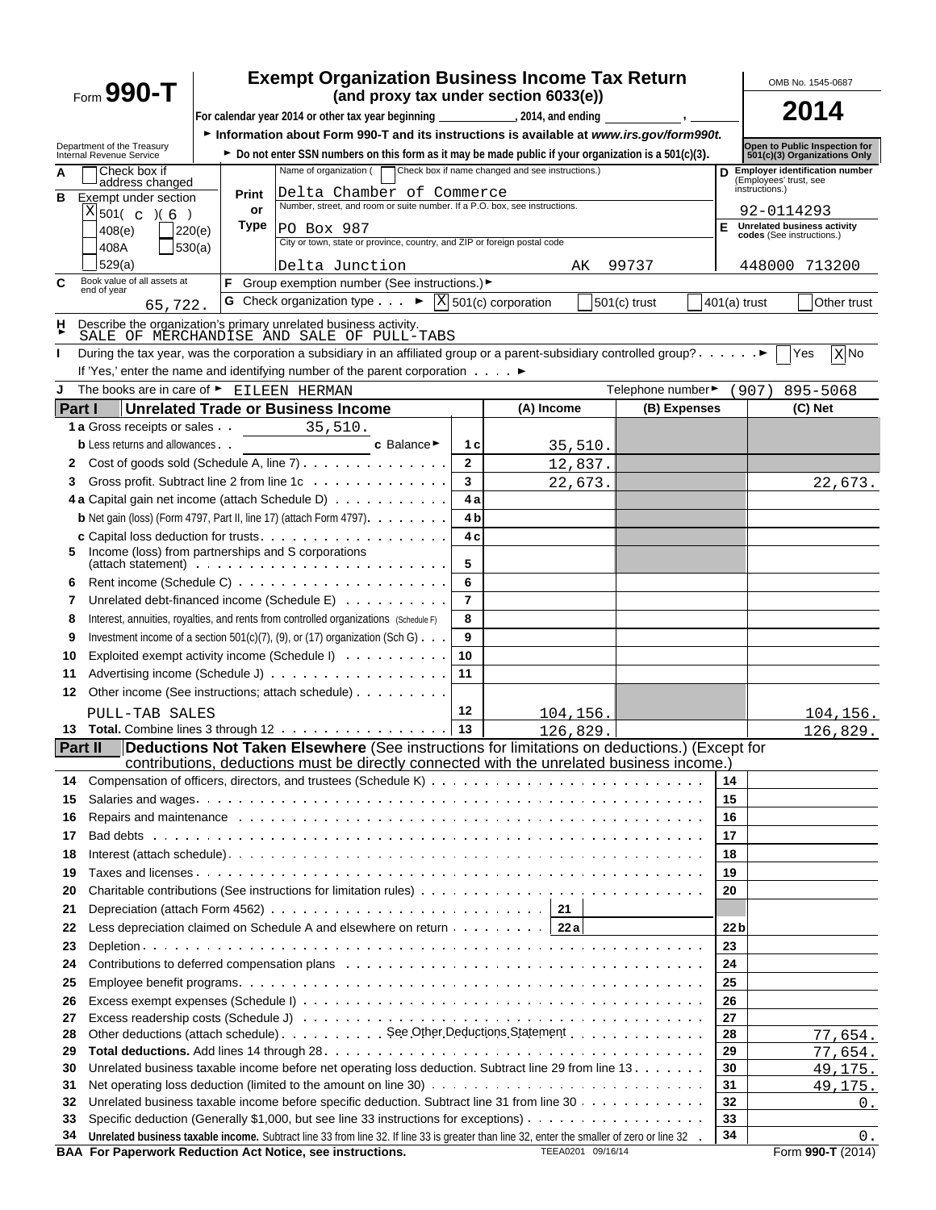# Form 990-T

## Exempt Organization Business Income Tax Return
**(and proxy tax under section 6033(e))**

For calendar year 2014 or other tax year beginning ____________, 2014, and ending ____________, ______

► Information about Form 990-T and its instructions is available at *www.irs.gov/form990t.*

► Do not enter SSN numbers on this form as it may be made public if your organization is a 501(c)(3).

Department of the Treasury
Internal Revenue Service

OMB No. 1545-0687

**2014**

**Open to Public Inspection for 501(c)(3) Organizations Only**

**A** ☐ Check box if address changed

**B** Exempt under section
[X] 501( c )( 6 )
☐ 408(e) ☐ 220(e)
☐ 408A ☐ 530(a)
☐ 529(a)

Print or Type

Name of organization ( ☐ Check box if name changed and see instructions.)
Delta Chamber of Commerce

Number, street, and room or suite number. If a P.O. box, see instructions.
PO Box 987

City or town, state or province, country, and ZIP or foreign postal code
Delta Junction AK 99737

**D** Employer identification number (Employees' trust, see instructions.)
92-0114293

**E** Unrelated business activity codes (See instructions.)
448000 713200

**C** Book value of all assets at end of year: 65,722.

**F** Group exemption number (See instructions.) ►

**G** Check organization type . . . ► [X] 501(c) corporation ☐ 501(c) trust ☐ 401(a) trust ☐ Other trust

**H** Describe the organization's primary unrelated business activity.
► SALE OF MERCHANDISE AND SALE OF PULL-TABS

**I** During the tax year, was the corporation a subsidiary in an affiliated group or a parent-subsidiary controlled group? . . . . . . ► ☐ Yes [X] No

If 'Yes,' enter the name and identifying number of the parent corporation . . . . ►

**J** The books are in care of ► EILEEN HERMAN     Telephone number ► (907) 895-5068

### Part I — Unrelated Trade or Business Income

| | | Line | (A) Income | (B) Expenses | (C) Net |
|---|---|---|---|---|---|
| 1a | Gross receipts or sales 35,510. | | | | |
| b | Less returns and allowances c Balance ► | 1c | 35,510. | | |
| 2 | Cost of goods sold (Schedule A, line 7) | 2 | 12,837. | | |
| 3 | Gross profit. Subtract line 2 from line 1c | 3 | 22,673. | | 22,673. |
| 4a | Capital gain net income (attach Schedule D) | 4a | | | |
| b | Net gain (loss) (Form 4797, Part II, line 17) (attach Form 4797) | 4b | | | |
| c | Capital loss deduction for trusts | 4c | | | |
| 5 | Income (loss) from partnerships and S corporations (attach statement) | 5 | | | |
| 6 | Rent income (Schedule C) | 6 | | | |
| 7 | Unrelated debt-financed income (Schedule E) | 7 | | | |
| 8 | Interest, annuities, royalties, and rents from controlled organizations (Schedule F) | 8 | | | |
| 9 | Investment income of a section 501(c)(7), (9), or (17) organization (Sch G) | 9 | | | |
| 10 | Exploited exempt activity income (Schedule I) | 10 | | | |
| 11 | Advertising income (Schedule J) | 11 | | | |
| 12 | Other income (See instructions; attach schedule) PULL-TAB SALES | 12 | 104,156. | | 104,156. |
| 13 | **Total.** Combine lines 3 through 12 | 13 | 126,829. | | 126,829. |

### Part II — Deductions Not Taken Elsewhere (See instructions for limitations on deductions.) (Except for contributions, deductions must be directly connected with the unrelated business income.)

| | | Line | Amount |
|---|---|---|---|
| 14 | Compensation of officers, directors, and trustees (Schedule K) | 14 | |
| 15 | Salaries and wages | 15 | |
| 16 | Repairs and maintenance | 16 | |
| 17 | Bad debts | 17 | |
| 18 | Interest (attach schedule) | 18 | |
| 19 | Taxes and licenses | 19 | |
| 20 | Charitable contributions (See instructions for limitation rules) | 20 | |
| 21 | Depreciation (attach Form 4562) — 21 | | |
| 22 | Less depreciation claimed on Schedule A and elsewhere on return — 22a | 22b | |
| 23 | Depletion | 23 | |
| 24 | Contributions to deferred compensation plans | 24 | |
| 25 | Employee benefit programs | 25 | |
| 26 | Excess exempt expenses (Schedule I) | 26 | |
| 27 | Excess readership costs (Schedule J) | 27 | |
| 28 | Other deductions (attach schedule) See Other Deductions Statement | 28 | 77,654. |
| 29 | **Total deductions.** Add lines 14 through 28 | 29 | 77,654. |
| 30 | Unrelated business taxable income before net operating loss deduction. Subtract line 29 from line 13 | 30 | 49,175. |
| 31 | Net operating loss deduction (limited to the amount on line 30) | 31 | 49,175. |
| 32 | Unrelated business taxable income before specific deduction. Subtract line 31 from line 30 | 32 | 0. |
| 33 | Specific deduction (Generally $1,000, but see line 33 instructions for exceptions) | 33 | |
| 34 | **Unrelated business taxable income.** Subtract line 33 from line 32. If line 33 is greater than line 32, enter the smaller of zero or line 32 | 34 | 0. |

**BAA For Paperwork Reduction Act Notice, see instructions.** TEEA0201 09/16/14 Form **990-T** (2014)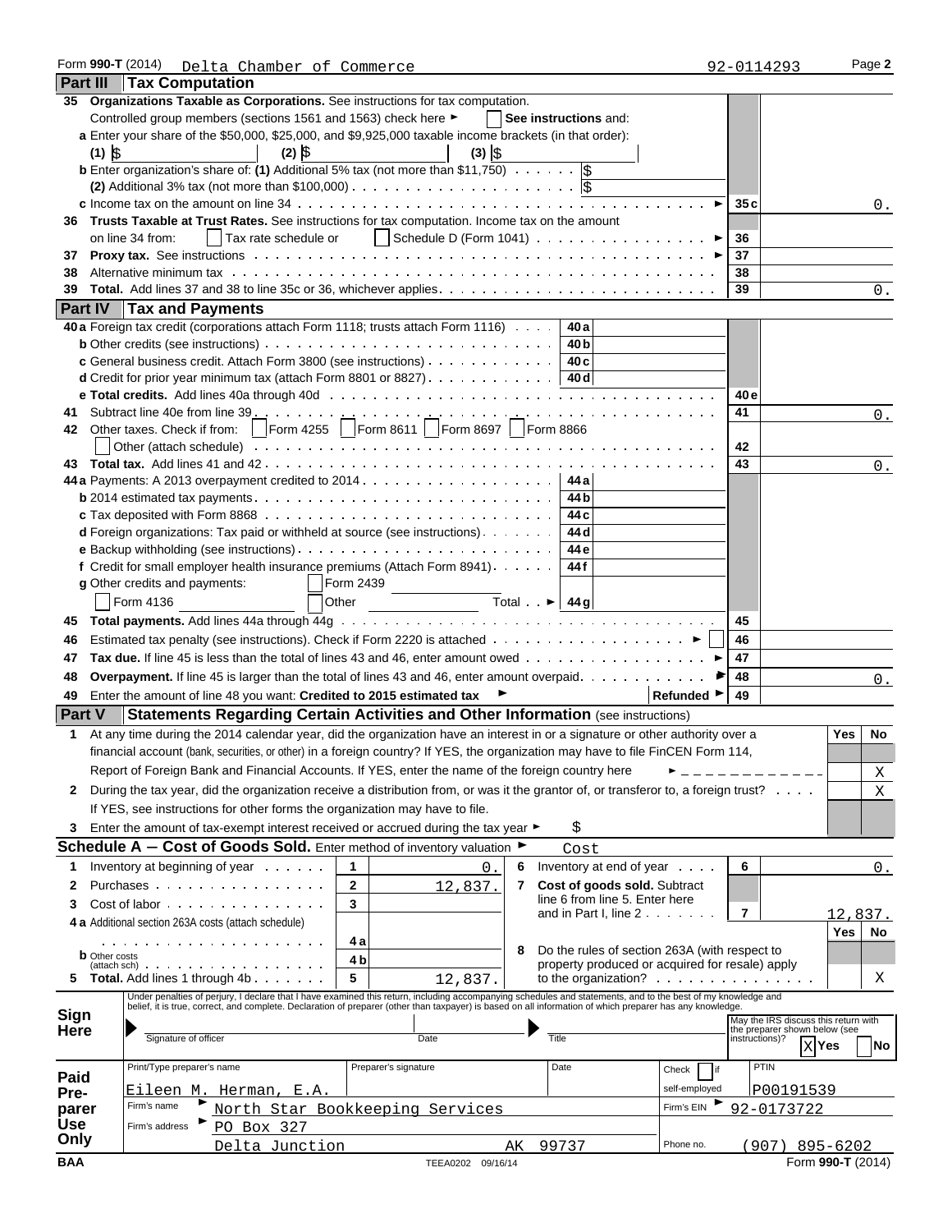Form **990-T** (2014) Delta Chamber of Commerce 92-0114293 Page **2**

## Part III Tax Computation

| | | | |
|---|---|---|---|
| **35** | **Organizations Taxable as Corporations.** See instructions for tax computation. Controlled group members (sections 1561 and 1563) check here ► ☐ **See instructions** and: | | |
| | **a** Enter your share of the $50,000, $25,000, and $9,925,000 taxable income brackets (in that order): (1) $ (2) $ (3) $ | | |
| | **b** Enter organization's share of: **(1)** Additional 5% tax (not more than $11,750) $ | | |
| | **(2)** Additional 3% tax (not more than $100,000) $ | | |
| | **c** Income tax on the amount on line 34 ► | **35c** | 0. |
| **36** | **Trusts Taxable at Trust Rates.** See instructions for tax computation. Income tax on the amount on line 34 from: ☐ Tax rate schedule or ☐ Schedule D (Form 1041) ► | **36** | |
| **37** | **Proxy tax.** See instructions ► | **37** | |
| **38** | Alternative minimum tax | **38** | |
| **39** | **Total.** Add lines 37 and 38 to line 35c or 36, whichever applies | **39** | 0. |

## Part IV Tax and Payments

| | | | | | |
|---|---|---|---|---|---|
| **40a** | Foreign tax credit (corporations attach Form 1118; trusts attach Form 1116) | **40a** | | | |
| **b** | Other credits (see instructions) | **40b** | | | |
| **c** | General business credit. Attach Form 3800 (see instructions) | **40c** | | | |
| **d** | Credit for prior year minimum tax (attach Form 8801 or 8827) | **40d** | | | |
| **e** | **Total credits.** Add lines 40a through 40d | | | **40e** | |
| **41** | Subtract line 40e from line 39 | | | **41** | 0. |
| **42** | Other taxes. Check if from: ☐ Form 4255 ☐ Form 8611 ☐ Form 8697 ☐ Form 8866 ☐ Other (attach schedule) | | | **42** | |
| **43** | **Total tax.** Add lines 41 and 42 | | | **43** | 0. |
| **44a** | Payments: A 2013 overpayment credited to 2014 | **44a** | | | |
| **b** | 2014 estimated tax payments | **44b** | | | |
| **c** | Tax deposited with Form 8868 | **44c** | | | |
| **d** | Foreign organizations: Tax paid or withheld at source (see instructions) | **44d** | | | |
| **e** | Backup withholding (see instructions) | **44e** | | | |
| **f** | Credit for small employer health insurance premiums (Attach Form 8941) | **44f** | | | |
| **g** | Other credits and payments: ☐ Form 2439 ☐ Form 4136 ☐ Other Total ► | **44g** | | | |
| **45** | **Total payments.** Add lines 44a through 44g | | | **45** | |
| **46** | Estimated tax penalty (see instructions). Check if Form 2220 is attached ► ☐ | | | **46** | |
| **47** | **Tax due.** If line 45 is less than the total of lines 43 and 46, enter amount owed ► | | | **47** | |
| **48** | **Overpayment.** If line 45 is larger than the total of lines 43 and 46, enter amount overpaid ► | | | **48** | 0. |
| **49** | Enter the amount of line 48 you want: **Credited to 2015 estimated tax** ► **Refunded** ► | | | **49** | |

## Part V Statements Regarding Certain Activities and Other Information (see instructions)

| | | Yes | No |
|---|---|---|---|
| **1** | At any time during the 2014 calendar year, did the organization have an interest in or a signature or other authority over a financial account (bank, securities, or other) in a foreign country? If YES, the organization may have to file FinCEN Form 114, Report of Foreign Bank and Financial Accounts. If YES, enter the name of the foreign country here ► | | X |
| **2** | During the tax year, did the organization receive a distribution from, or was it the grantor of, or transferor to, a foreign trust? If YES, see instructions for other forms the organization may have to file. | | X |
| **3** | Enter the amount of tax-exempt interest received or accrued during the tax year ► $ | | |

## Schedule A − Cost of Goods Sold. Enter method of inventory valuation ► Cost

| | | | | | | | |
|---|---|---|---|---|---|---|---|
| **1** | Inventory at beginning of year | **1** | 0. | **6** | Inventory at end of year | **6** | 0. |
| **2** | Purchases | **2** | 12,837. | **7** | **Cost of goods sold.** Subtract line 6 from line 5. Enter here and in Part I, line 2 | **7** | 12,837. |
| **3** | Cost of labor | **3** | | | | | |
| **4a** | Additional section 263A costs (attach schedule) | **4a** | | **8** | Do the rules of section 263A (with respect to property produced or acquired for resale) apply to the organization? | Yes: | No: X |
| **b** | Other costs (attach sch) | **4b** | | | | | |
| **5** | **Total.** Add lines 1 through 4b | **5** | 12,837. | | | | |

**Sign Here**

Under penalties of perjury, I declare that I have examined this return, including accompanying schedules and statements, and to the best of my knowledge and belief, it is true, correct, and complete. Declaration of preparer (other than taxpayer) is based on all information of which preparer has any knowledge.

Signature of officer | Date | Title

May the IRS discuss this return with the preparer shown below (see instructions)? X Yes ☐ No

**Paid Preparer Use Only**

| Print/Type preparer's name | Preparer's signature | Date | Check ☐ if self-employed | PTIN |
|---|---|---|---|---|
| Eileen M. Herman, E.A. | | | | P00191539 |
| Firm's name ► North Star Bookkeeping Services | | | Firm's EIN ► | 92-0173722 |
| Firm's address ► PO Box 327 Delta Junction AK 99737 | | | Phone no. | (907) 895-6202 |

BAA TEEA0202 09/16/14 Form **990-T** (2014)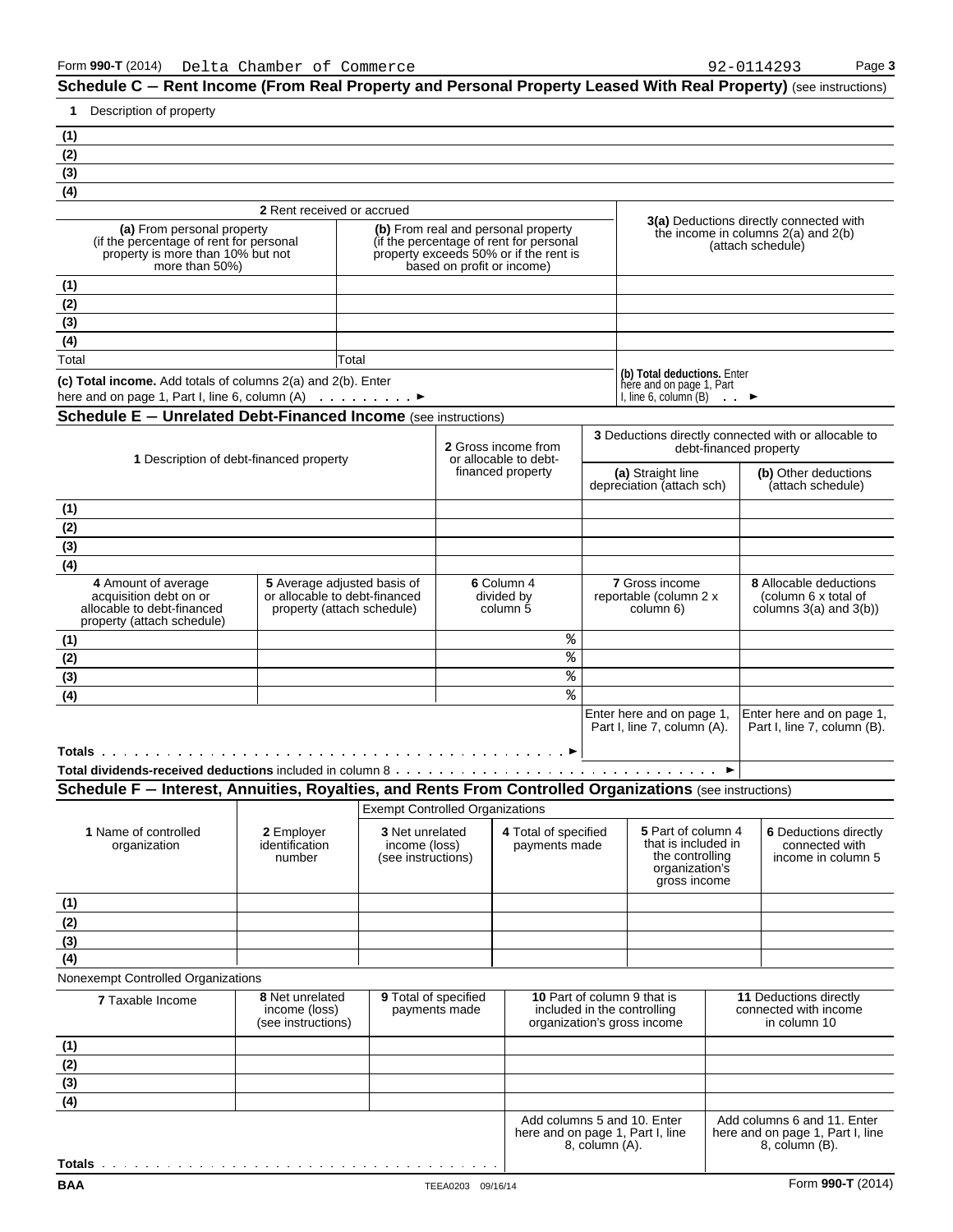Form **990-T** (2014) Delta Chamber of Commerce 92-0114293 Page **3**

## Schedule C — Rent Income (From Real Property and Personal Property Leased With Real Property) (see instructions)

**1** Description of property

| | |
|---|---|
| **(1)** | |
| **(2)** | |
| **(3)** | |
| **(4)** | |

| | **2** Rent received or accrued | | |
|---|---|---|---|
| | **(a)** From personal property (if the percentage of rent for personal property is more than 10% but not more than 50%) | **(b)** From real and personal property (if the percentage of rent for personal property exceeds 50% or if the rent is based on profit or income) | **3(a)** Deductions directly connected with the income in columns 2(a) and 2(b) (attach schedule) |
| **(1)** | | | |
| **(2)** | | | |
| **(3)** | | | |
| **(4)** | | | |
| Total | | Total | |

**(c) Total income.** Add totals of columns 2(a) and 2(b). Enter here and on page 1, Part I, line 6, column (A) . . . . . . . . . ►

**(b) Total deductions.** Enter here and on page 1, Part I, line 6, column (B) . . ►

## Schedule E — Unrelated Debt-Financed Income (see instructions)

| | **1** Description of debt-financed property | **2** Gross income from or allocable to debt-financed property | **3** Deductions directly connected with or allocable to debt-financed property — **(a)** Straight line depreciation (attach sch) | **(b)** Other deductions (attach schedule) |
|---|---|---|---|---|
| **(1)** | | | | |
| **(2)** | | | | |
| **(3)** | | | | |
| **(4)** | | | | |

| | **4** Amount of average acquisition debt on or allocable to debt-financed property (attach schedule) | **5** Average adjusted basis of or allocable to debt-financed property (attach schedule) | **6** Column 4 divided by column 5 | **7** Gross income reportable (column 2 x column 6) | **8** Allocable deductions (column 6 x total of columns 3(a) and 3(b)) |
|---|---|---|---|---|---|
| **(1)** | | | % | | |
| **(2)** | | | % | | |
| **(3)** | | | % | | |
| **(4)** | | | % | | |
| | | | | Enter here and on page 1, Part I, line 7, column (A). | Enter here and on page 1, Part I, line 7, column (B). |
| **Totals** . . . . . . . ► | | | | | |

**Total dividends-received deductions** included in column 8 . . . . . . . . ►

## Schedule F — Interest, Annuities, Royalties, and Rents From Controlled Organizations (see instructions)

Exempt Controlled Organizations

| | **1** Name of controlled organization | **2** Employer identification number | **3** Net unrelated income (loss) (see instructions) | **4** Total of specified payments made | **5** Part of column 4 that is included in the controlling organization's gross income | **6** Deductions directly connected with income in column 5 |
|---|---|---|---|---|---|---|
| **(1)** | | | | | | |
| **(2)** | | | | | | |
| **(3)** | | | | | | |
| **(4)** | | | | | | |

Nonexempt Controlled Organizations

| | **7** Taxable Income | **8** Net unrelated income (loss) (see instructions) | **9** Total of specified payments made | **10** Part of column 9 that is included in the controlling organization's gross income | **11** Deductions directly connected with income in column 10 |
|---|---|---|---|---|---|
| **(1)** | | | | | |
| **(2)** | | | | | |
| **(3)** | | | | | |
| **(4)** | | | | | |
| | | | | Add columns 5 and 10. Enter here and on page 1, Part I, line 8, column (A). | Add columns 6 and 11. Enter here and on page 1, Part I, line 8, column (B). |
| **Totals** . . . . . . . | | | | | |

**BAA** TEEA0203 09/16/14 Form **990-T** (2014)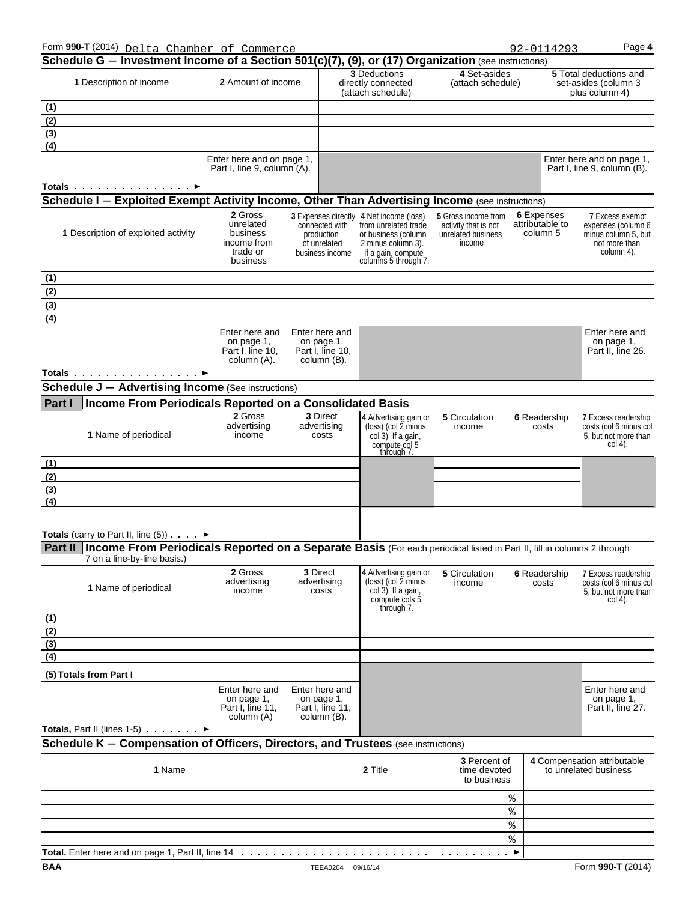Form **990-T** (2014) Delta Chamber of Commerce 92-0114293

## Schedule G – Investment Income of a Section 501(c)(7), (9), or (17) Organization (see instructions)

| **1** Description of income | **2** Amount of income | **3** Deductions directly connected (attach schedule) | **4** Set-asides (attach schedule) | **5** Total deductions and set-asides (column 3 plus column 4) |
|---|---|---|---|---|
| (1) | | | | |
| (2) | | | | |
| (3) | | | | |
| (4) | | | | |
| | Enter here and on page 1, Part I, line 9, column (A). | | | Enter here and on page 1, Part I, line 9, column (B). |
| **Totals** ► | | | | |

## Schedule I – Exploited Exempt Activity Income, Other Than Advertising Income (see instructions)

| **1** Description of exploited activity | **2** Gross unrelated business income from trade or business | **3** Expenses directly connected with production of unrelated business income | **4** Net income (loss) from unrelated trade or business (column 2 minus column 3). If a gain, compute columns 5 through 7. | **5** Gross income from activity that is not unrelated business income | **6** Expenses attributable to column 5 | **7** Excess exempt expenses (column 6 minus column 5, but not more than column 4). |
|---|---|---|---|---|---|---|
| (1) | | | | | | |
| (2) | | | | | | |
| (3) | | | | | | |
| (4) | | | | | | |
| | Enter here and on page 1, Part I, line 10, column (A). | Enter here and on page 1, Part I, line 10, column (B). | | | | Enter here and on page 1, Part II, line 26. |
| **Totals** ► | | | | | | |

## Schedule J – Advertising Income (See instructions)

### Part I Income From Periodicals Reported on a Consolidated Basis

| **1** Name of periodical | **2** Gross advertising income | **3** Direct advertising costs | **4** Advertising gain or (loss) (col 2 minus col 3). If a gain, compute col 5 through 7. | **5** Circulation income | **6** Readership costs | **7** Excess readership costs (col 6 minus col 5, but not more than col 4). |
|---|---|---|---|---|---|---|
| (1) | | | | | | |
| (2) | | | | | | |
| (3) | | | | | | |
| (4) | | | | | | |
| **Totals** (carry to Part II, line (5)) ► | | | | | | |

### Part II Income From Periodicals Reported on a Separate Basis (For each periodical listed in Part II, fill in columns 2 through 7 on a line-by-line basis.)

| **1** Name of periodical | **2** Gross advertising income | **3** Direct advertising costs | **4** Advertising gain or (loss) (col 2 minus col 3). If a gain, compute cols 5 through 7. | **5** Circulation income | **6** Readership costs | **7** Excess readership costs (col 6 minus col 5, but not more than col 4). |
|---|---|---|---|---|---|---|
| (1) | | | | | | |
| (2) | | | | | | |
| (3) | | | | | | |
| (4) | | | | | | |
| **(5) Totals from Part I** | | | | | | |
| | Enter here and on page 1, Part I, line 11, column (A) | Enter here and on page 1, Part I, line 11, column (B). | | | | Enter here and on page 1, Part II, line 27. |
| **Totals,** Part II (lines 1-5) ► | | | | | | |

## Schedule K – Compensation of Officers, Directors, and Trustees (see instructions)

| **1** Name | **2** Title | **3** Percent of time devoted to business | **4** Compensation attributable to unrelated business |
|---|---|---|---|
| | | % | |
| | | % | |
| | | % | |
| | | % | |
| **Total.** Enter here and on page 1, Part II, line 14 ► | | | |

BAA TEEA0204 09/16/14 Form **990-T** (2014)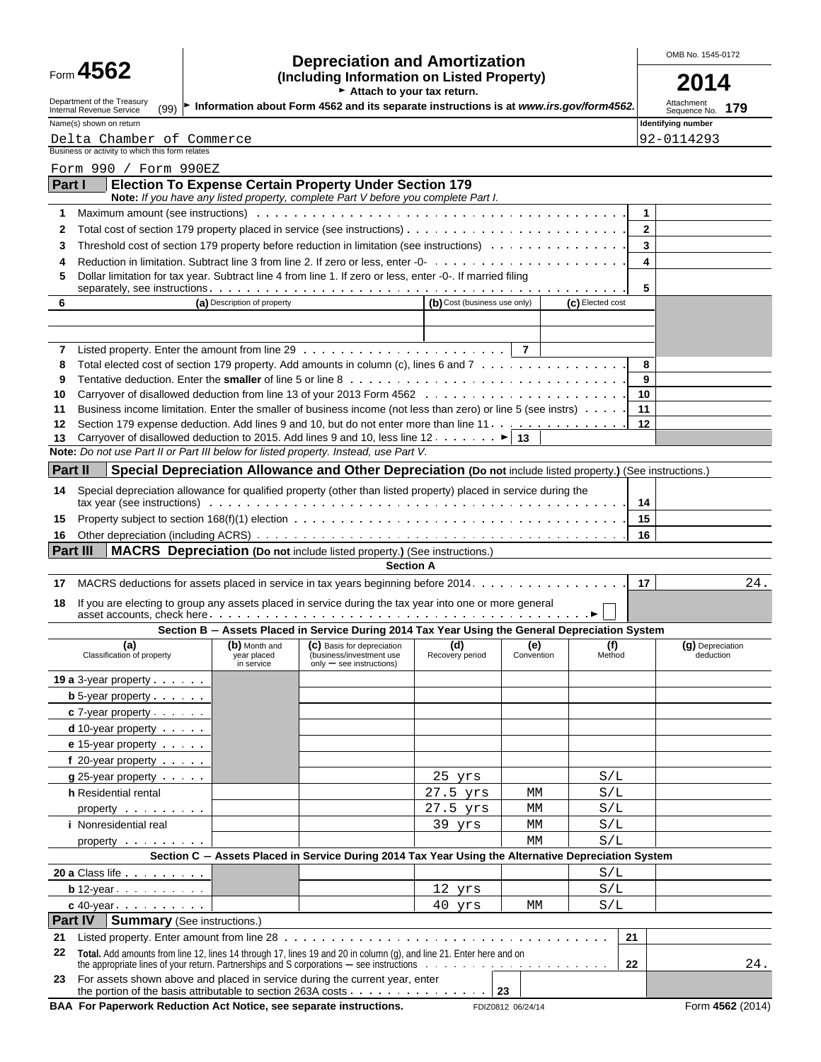Form **4562**

Department of the Treasury
Internal Revenue Service (99)

# Depreciation and Amortization
**(Including Information on Listed Property)**

► Attach to your tax return.

► Information about Form 4562 and its separate instructions is at *www.irs.gov/form4562.*

OMB No. 1545-0172

**2014**

Attachment Sequence No. **179**

Name(s) shown on return: Delta Chamber of Commerce

Identifying number: 92-0114293

Business or activity to which this form relates: Form 990 / Form 990EZ

## Part I Election To Expense Certain Property Under Section 179

**Note:** *If you have any listed property, complete Part V before you complete Part I.*

| | | | |
|---|---|---|---|
| 1 | Maximum amount (see instructions) | 1 | |
| 2 | Total cost of section 179 property placed in service (see instructions) | 2 | |
| 3 | Threshold cost of section 179 property before reduction in limitation (see instructions) | 3 | |
| 4 | Reduction in limitation. Subtract line 3 from line 2. If zero or less, enter -0- | 4 | |
| 5 | Dollar limitation for tax year. Subtract line 4 from line 1. If zero or less, enter -0-. If married filing separately, see instructions | 5 | |

| 6 | (a) Description of property | (b) Cost (business use only) | (c) Elected cost |
|---|---|---|---|
| | | | |
| | | | |

| | | | |
|---|---|---|---|
| 7 | Listed property. Enter the amount from line 29 | 7 | |
| 8 | Total elected cost of section 179 property. Add amounts in column (c), lines 6 and 7 | 8 | |
| 9 | Tentative deduction. Enter the **smaller** of line 5 or line 8 | 9 | |
| 10 | Carryover of disallowed deduction from line 13 of your 2013 Form 4562 | 10 | |
| 11 | Business income limitation. Enter the smaller of business income (not less than zero) or line 5 (see instrs) | 11 | |
| 12 | Section 179 expense deduction. Add lines 9 and 10, but do not enter more than line 11 | 12 | |
| 13 | Carryover of disallowed deduction to 2015. Add lines 9 and 10, less line 12 ► | 13 | |

**Note:** *Do not use Part II or Part III below for listed property. Instead, use Part V.*

## Part II Special Depreciation Allowance and Other Depreciation (Do not include listed property.) (See instructions.)

| | | | |
|---|---|---|---|
| 14 | Special depreciation allowance for qualified property (other than listed property) placed in service during the tax year (see instructions) | 14 | |
| 15 | Property subject to section 168(f)(1) election | 15 | |
| 16 | Other depreciation (including ACRS) | 16 | |

## Part III MACRS Depreciation (Do not include listed property.) (See instructions.)

**Section A**

| | | | |
|---|---|---|---|
| 17 | MACRS deductions for assets placed in service in tax years beginning before 2014 | 17 | 24. |
| 18 | If you are electing to group any assets placed in service during the tax year into one or more general asset accounts, check here ► ☐ | | |

**Section B − Assets Placed in Service During 2014 Tax Year Using the General Depreciation System**

| (a) Classification of property | (b) Month and year placed in service | (c) Basis for depreciation (business/investment use only − see instructions) | (d) Recovery period | (e) Convention | (f) Method | (g) Depreciation deduction |
|---|---|---|---|---|---|---|
| 19a 3-year property | | | | | | |
| b 5-year property | | | | | | |
| c 7-year property | | | | | | |
| d 10-year property | | | | | | |
| e 15-year property | | | | | | |
| f 20-year property | | | | | | |
| g 25-year property | | | 25 yrs | | S/L | |
| h Residential rental property | | | 27.5 yrs | MM | S/L | |
| | | | 27.5 yrs | MM | S/L | |
| i Nonresidential real property | | | 39 yrs | MM | S/L | |
| | | | | MM | S/L | |

**Section C − Assets Placed in Service During 2014 Tax Year Using the Alternative Depreciation System**

| (a) Classification of property | (b) Month and year placed in service | (c) Basis for depreciation | (d) Recovery period | (e) Convention | (f) Method | (g) Depreciation deduction |
|---|---|---|---|---|---|---|
| 20a Class life | | | | | S/L | |
| b 12-year | | | 12 yrs | | S/L | |
| c 40-year | | | 40 yrs | MM | S/L | |

## Part IV Summary (See instructions.)

| | | | |
|---|---|---|---|
| 21 | Listed property. Enter amount from line 28 | 21 | |
| 22 | **Total.** Add amounts from line 12, lines 14 through 17, lines 19 and 20 in column (g), and line 21. Enter here and on the appropriate lines of your return. Partnerships and S corporations − see instructions | 22 | 24. |
| 23 | For assets shown above and placed in service during the current year, enter the portion of the basis attributable to section 263A costs | 23 | |

**BAA For Paperwork Reduction Act Notice, see separate instructions.** FDIZ0812 06/24/14 Form **4562** (2014)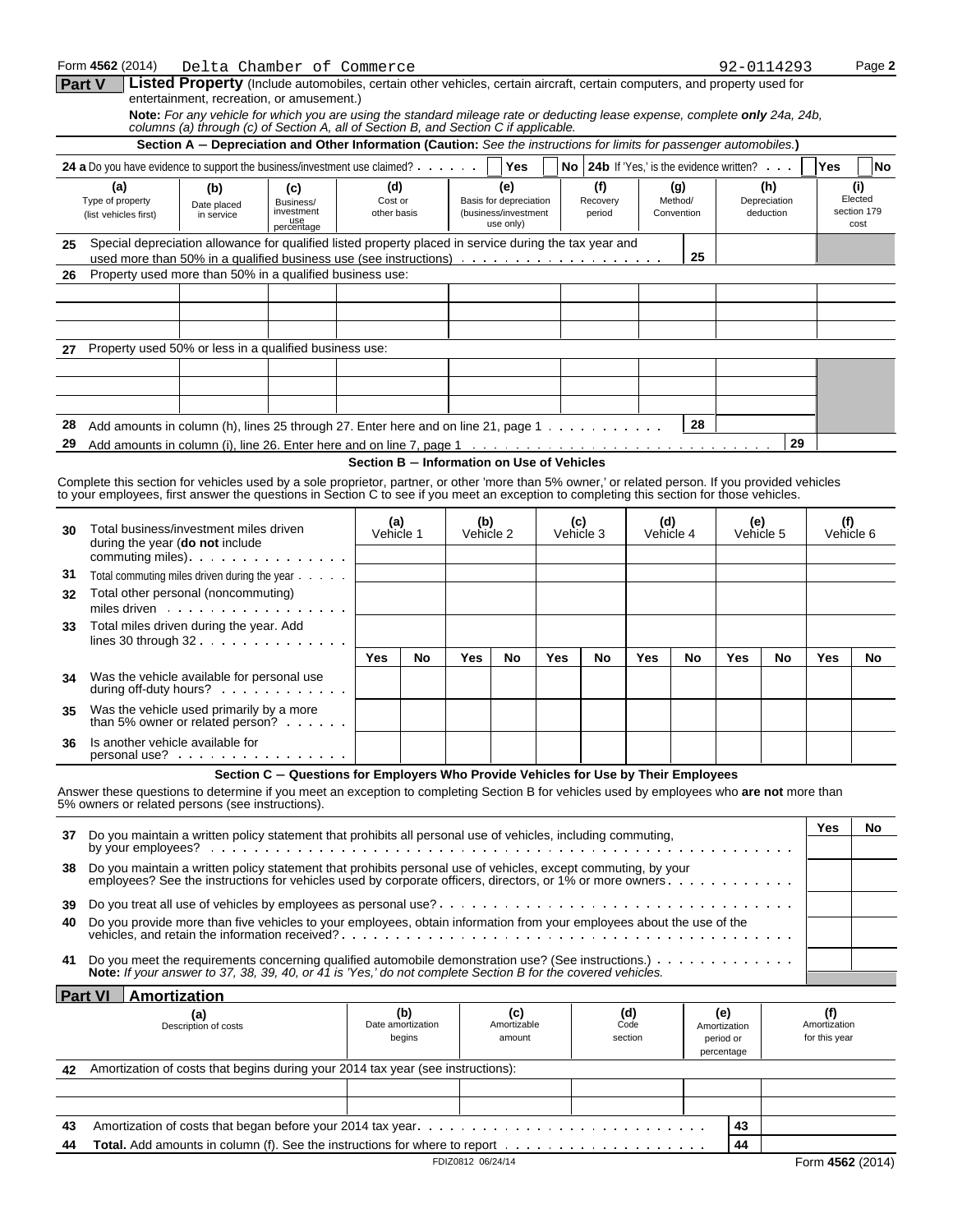Form **4562** (2014) Delta Chamber of Commerce 92-0114293

**Part V** **Listed Property** (Include automobiles, certain other vehicles, certain aircraft, certain computers, and property used for entertainment, recreation, or amusement.)

**Note:** *For any vehicle for which you are using the standard mileage rate or deducting lease expense, complete* ***only*** *24a, 24b, columns (a) through (c) of Section A, all of Section B, and Section C if applicable.*

**Section A – Depreciation and Other Information (Caution:** *See the instructions for limits for passenger automobiles.***)**

**24 a** Do you have evidence to support the business/investment use claimed? ☐ Yes ☐ No **24b** If 'Yes,' is the evidence written? ☐ Yes ☐ No

| (a) Type of property (list vehicles first) | (b) Date placed in service | (c) Business/ investment use percentage | (d) Cost or other basis | (e) Basis for depreciation (business/investment use only) | (f) Recovery period | (g) Method/ Convention | (h) Depreciation deduction | (i) Elected section 179 cost |
|---|---|---|---|---|---|---|---|---|
| **25** Special depreciation allowance for qualified listed property placed in service during the tax year and used more than 50% in a qualified business use (see instructions) | | | | | | **25** | | |
| **26** Property used more than 50% in a qualified business use: | | | | | | | | |
| | | | | | | | | |
| | | | | | | | | |
| | | | | | | | | |
| **27** Property used 50% or less in a qualified business use: | | | | | | | | |
| | | | | | | | | |
| | | | | | | | | |
| | | | | | | | | |
| **28** Add amounts in column (h), lines 25 through 27. Enter here and on line 21, page 1 | | | | | | **28** | | |
| **29** Add amounts in column (i), line 26. Enter here and on line 7, page 1 | | | | | | | **29** | |

**Section B – Information on Use of Vehicles**

Complete this section for vehicles used by a sole proprietor, partner, or other 'more than 5% owner,' or related person. If you provided vehicles to your employees, first answer the questions in Section C to see if you meet an exception to completing this section for those vehicles.

| | (a) Vehicle 1 | | (b) Vehicle 2 | | (c) Vehicle 3 | | (d) Vehicle 4 | | (e) Vehicle 5 | | (f) Vehicle 6 | |
|---|---|---|---|---|---|---|---|---|---|---|---|---|
| **30** Total business/investment miles driven during the year (**do not** include commuting miles) | | | | | | | | | | | | |
| **31** Total commuting miles driven during the year | | | | | | | | | | | | |
| **32** Total other personal (noncommuting) miles driven | | | | | | | | | | | | |
| **33** Total miles driven during the year. Add lines 30 through 32 | | | | | | | | | | | | |
| | Yes | No | Yes | No | Yes | No | Yes | No | Yes | No | Yes | No |
| **34** Was the vehicle available for personal use during off-duty hours? | | | | | | | | | | | | |
| **35** Was the vehicle used primarily by a more than 5% owner or related person? | | | | | | | | | | | | |
| **36** Is another vehicle available for personal use? | | | | | | | | | | | | |

**Section C – Questions for Employers Who Provide Vehicles for Use by Their Employees**

Answer these questions to determine if you meet an exception to completing Section B for vehicles used by employees who **are not** more than 5% owners or related persons (see instructions).

| | Yes | No |
|---|---|---|
| **37** Do you maintain a written policy statement that prohibits all personal use of vehicles, including commuting, by your employees? | | |
| **38** Do you maintain a written policy statement that prohibits personal use of vehicles, except commuting, by your employees? See the instructions for vehicles used by corporate officers, directors, or 1% or more owners | | |
| **39** Do you treat all use of vehicles by employees as personal use? | | |
| **40** Do you provide more than five vehicles to your employees, obtain information from your employees about the use of the vehicles, and retain the information received? | | |
| **41** Do you meet the requirements concerning qualified automobile demonstration use? (See instructions.) | | |

**Note:** *If your answer to 37, 38, 39, 40, or 41 is 'Yes,' do not complete Section B for the covered vehicles.*

**Part VI** **Amortization**

| (a) Description of costs | (b) Date amortization begins | (c) Amortizable amount | (d) Code section | (e) Amortization period or percentage | (f) Amortization for this year |
|---|---|---|---|---|---|
| **42** Amortization of costs that begins during your 2014 tax year (see instructions): | | | | | |
| | | | | | |
| | | | | | |
| **43** Amortization of costs that began before your 2014 tax year | | | | **43** | |
| **44** **Total.** Add amounts in column (f). See the instructions for where to report | | | | **44** | |

FDIZ0812 06/24/14 Form **4562** (2014)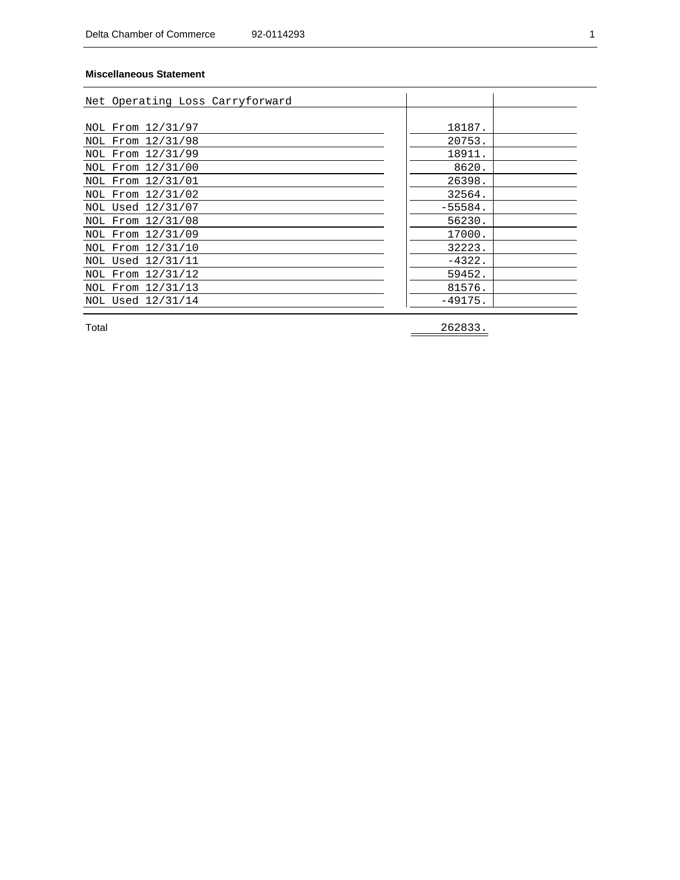## Miscellaneous Statement

| Net Operating Loss Carryforward | | |
|---|---|---|
| NOL From 12/31/97 | 18187. | |
| NOL From 12/31/98 | 20753. | |
| NOL From 12/31/99 | 18911. | |
| NOL From 12/31/00 | 8620. | |
| NOL From 12/31/01 | 26398. | |
| NOL From 12/31/02 | 32564. | |
| NOL Used 12/31/07 | -55584. | |
| NOL From 12/31/08 | 56230. | |
| NOL From 12/31/09 | 17000. | |
| NOL From 12/31/10 | 32223. | |
| NOL Used 12/31/11 | -4322. | |
| NOL From 12/31/12 | 59452. | |
| NOL From 12/31/13 | 81576. | |
| NOL Used 12/31/14 | -49175. | |
| Total | 262833. | |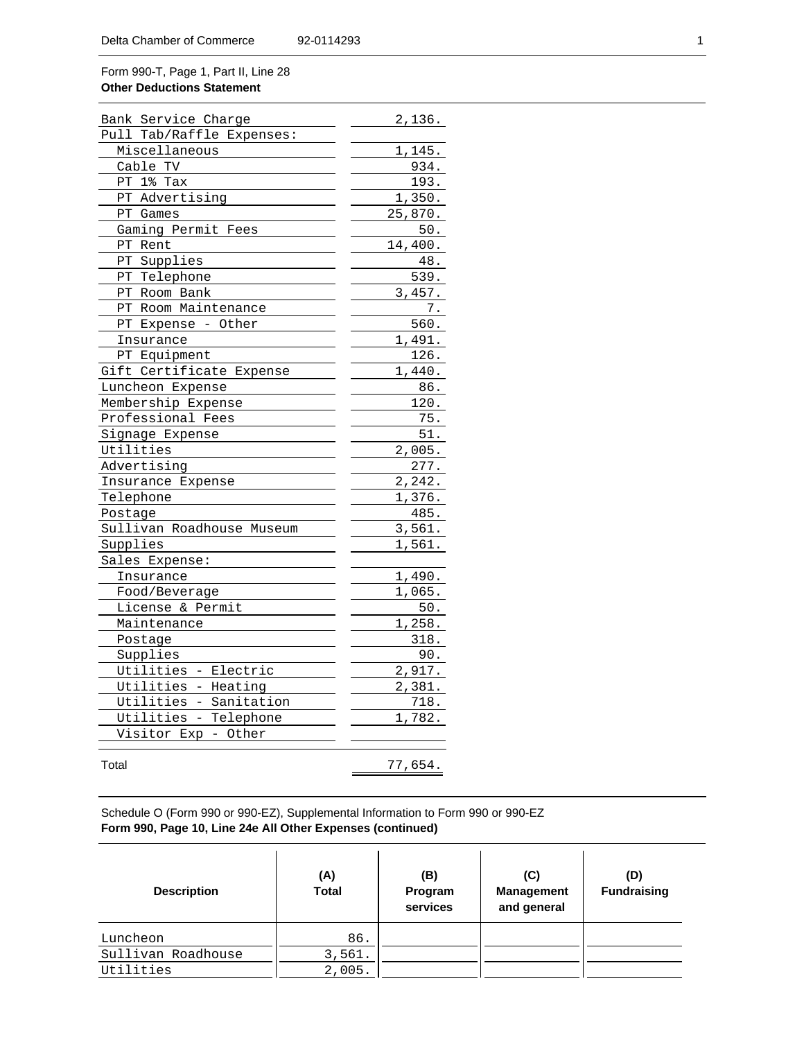Form 990-T, Page 1, Part II, Line 28
**Other Deductions Statement**

| | |
|---|---|
| Bank Service Charge | 2,136. |
| Pull Tab/Raffle Expenses: | |
| Miscellaneous | 1,145. |
| Cable TV | 934. |
| PT 1% Tax | 193. |
| PT Advertising | 1,350. |
| PT Games | 25,870. |
| Gaming Permit Fees | 50. |
| PT Rent | 14,400. |
| PT Supplies | 48. |
| PT Telephone | 539. |
| PT Room Bank | 3,457. |
| PT Room Maintenance | 7. |
| PT Expense - Other | 560. |
| Insurance | 1,491. |
| PT Equipment | 126. |
| Gift Certificate Expense | 1,440. |
| Luncheon Expense | 86. |
| Membership Expense | 120. |
| Professional Fees | 75. |
| Signage Expense | 51. |
| Utilities | 2,005. |
| Advertising | 277. |
| Insurance Expense | 2,242. |
| Telephone | 1,376. |
| Postage | 485. |
| Sullivan Roadhouse Museum | 3,561. |
| Supplies | 1,561. |
| Sales Expense: | |
| Insurance | 1,490. |
| Food/Beverage | 1,065. |
| License & Permit | 50. |
| Maintenance | 1,258. |
| Postage | 318. |
| Supplies | 90. |
| Utilities - Electric | 2,917. |
| Utilities - Heating | 2,381. |
| Utilities - Sanitation | 718. |
| Utilities - Telephone | 1,782. |
| Visitor Exp - Other | |
| Total | 77,654. |

Schedule O (Form 990 or 990-EZ), Supplemental Information to Form 990 or 990-EZ
**Form 990, Page 10, Line 24e All Other Expenses (continued)**

| Description | (A) Total | (B) Program services | (C) Management and general | (D) Fundraising |
|---|---|---|---|---|
| Luncheon | 86. | | | |
| Sullivan Roadhouse | 3,561. | | | |
| Utilities | 2,005. | | | |